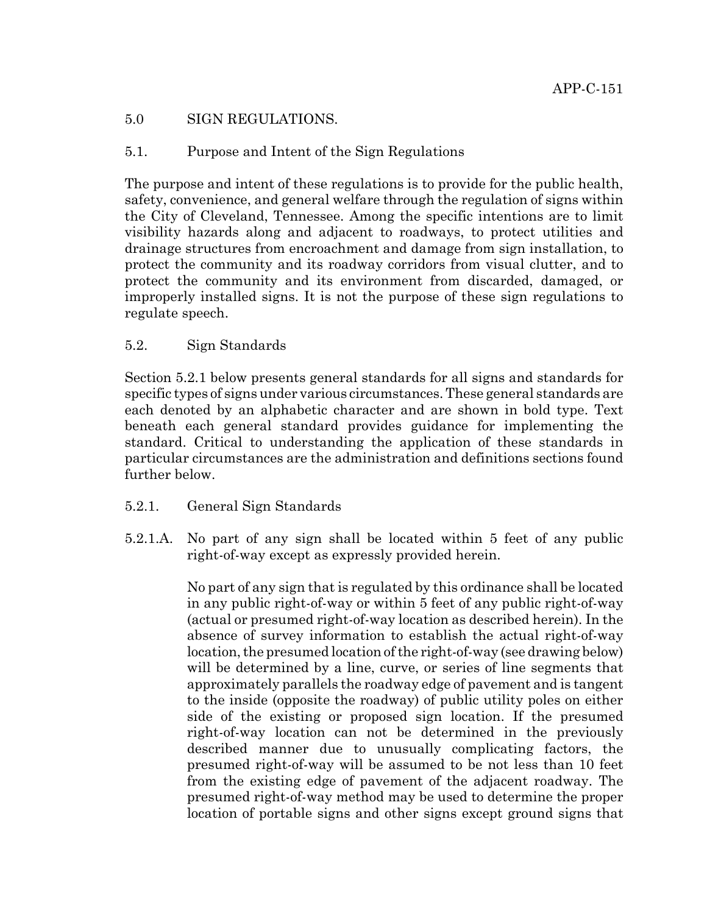## 5.0 SIGN REGULATIONS.

### 5.1. Purpose and Intent of the Sign Regulations

The purpose and intent of these regulations is to provide for the public health, safety, convenience, and general welfare through the regulation of signs within the City of Cleveland, Tennessee. Among the specific intentions are to limit visibility hazards along and adjacent to roadways, to protect utilities and drainage structures from encroachment and damage from sign installation, to protect the community and its roadway corridors from visual clutter, and to protect the community and its environment from discarded, damaged, or improperly installed signs. It is not the purpose of these sign regulations to regulate speech.

### 5.2. Sign Standards

Section 5.2.1 below presents general standards for all signs and standards for specific types of signs under various circumstances. These general standards are each denoted by an alphabetic character and are shown in bold type. Text beneath each general standard provides guidance for implementing the standard. Critical to understanding the application of these standards in particular circumstances are the administration and definitions sections found further below.

#### 5.2.1. General Sign Standards

5.2.1.A. No part of any sign shall be located within 5 feet of any public right-of-way except as expressly provided herein.

No part of any sign that is regulated by this ordinance shall be located in any public right-of-way or within 5 feet of any public right-of-way (actual or presumed right-of-way location as described herein). In the absence of survey information to establish the actual right-of-way location, the presumed location of the right-of-way (see drawing below) will be determined by a line, curve, or series of line segments that approximately parallels the roadway edge of pavement and is tangent to the inside (opposite the roadway) of public utility poles on either side of the existing or proposed sign location. If the presumed right-of-way location can not be determined in the previously described manner due to unusually complicating factors, the presumed right-of-way will be assumed to be not less than 10 feet from the existing edge of pavement of the adjacent roadway. The presumed right-of-way method may be used to determine the proper location of portable signs and other signs except ground signs that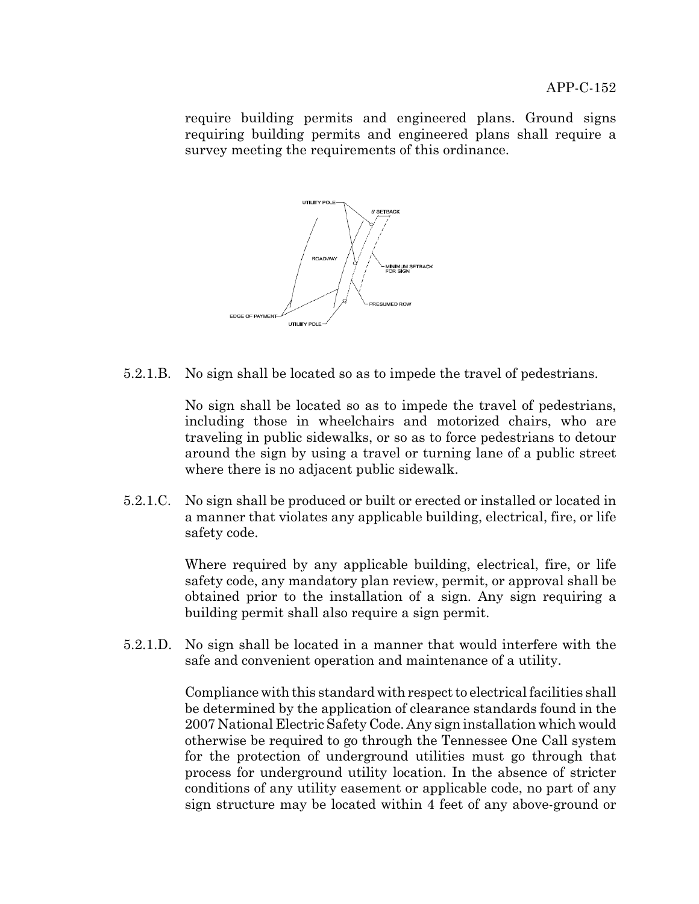require building permits and engineered plans. Ground signs requiring building permits and engineered plans shall require a survey meeting the requirements of this ordinance.

UTILITY POLE
5' SETBACK
ROADWAY
MINIMUM SETBACK FOR SIGN
PRESUMED ROW
EDGE OF PAYMENT
UTILITY POLE

5.2.1.B. No sign shall be located so as to impede the travel of pedestrians.

No sign shall be located so as to impede the travel of pedestrians, including those in wheelchairs and motorized chairs, who are traveling in public sidewalks, or so as to force pedestrians to detour around the sign by using a travel or turning lane of a public street where there is no adjacent public sidewalk.

5.2.1.C. No sign shall be produced or built or erected or installed or located in a manner that violates any applicable building, electrical, fire, or life safety code.

Where required by any applicable building, electrical, fire, or life safety code, any mandatory plan review, permit, or approval shall be obtained prior to the installation of a sign. Any sign requiring a building permit shall also require a sign permit.

5.2.1.D. No sign shall be located in a manner that would interfere with the safe and convenient operation and maintenance of a utility.

Compliance with this standard with respect to electrical facilities shall be determined by the application of clearance standards found in the 2007 National Electric Safety Code. Any sign installation which would otherwise be required to go through the Tennessee One Call system for the protection of underground utilities must go through that process for underground utility location. In the absence of stricter conditions of any utility easement or applicable code, no part of any sign structure may be located within 4 feet of any above-ground or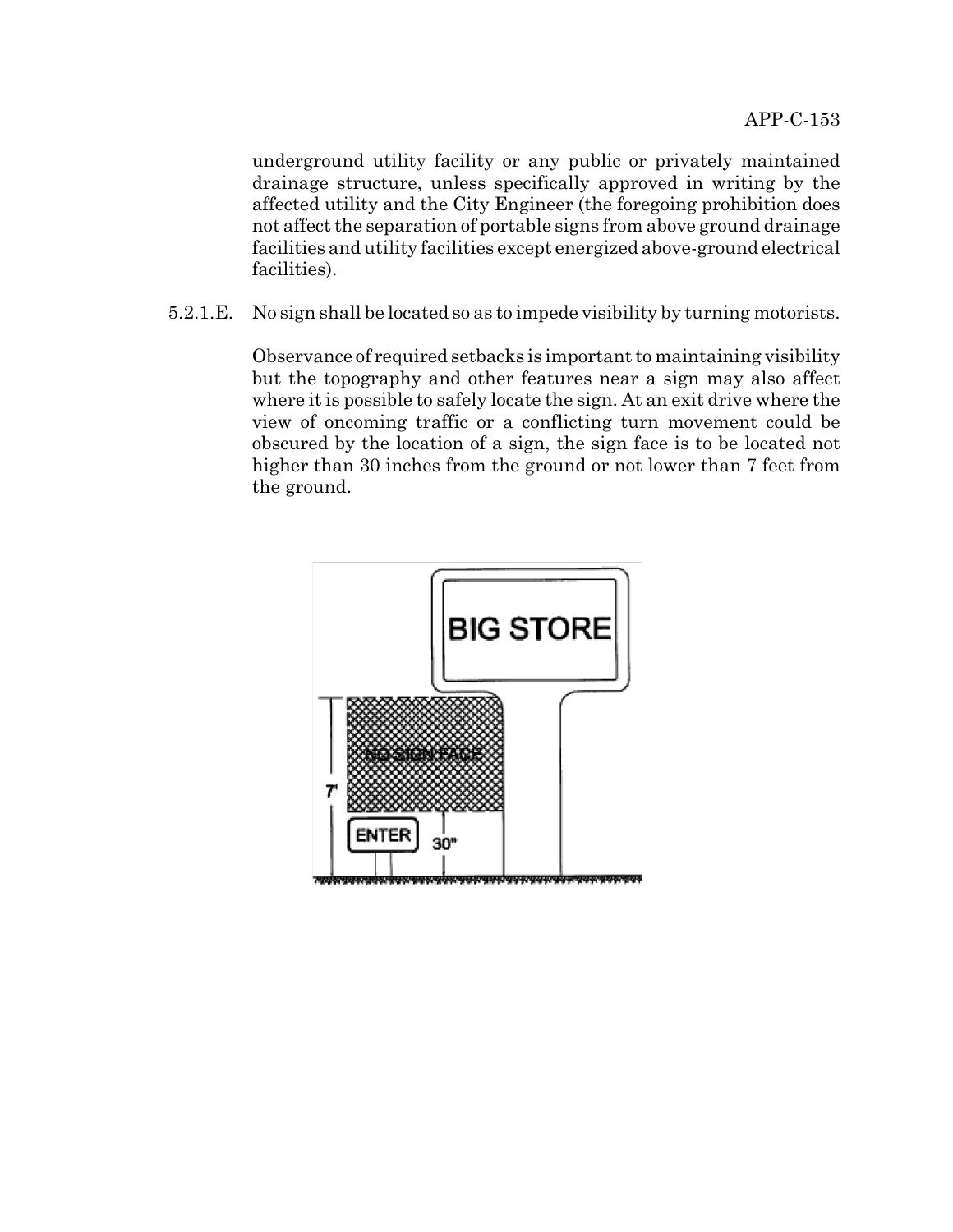underground utility facility or any public or privately maintained drainage structure, unless specifically approved in writing by the affected utility and the City Engineer (the foregoing prohibition does not affect the separation of portable signs from above ground drainage facilities and utility facilities except energized above-ground electrical facilities).

5.2.1.E. No sign shall be located so as to impede visibility by turning motorists.

Observance of required setbacks is important to maintaining visibility but the topography and other features near a sign may also affect where it is possible to safely locate the sign. At an exit drive where the view of oncoming traffic or a conflicting turn movement could be obscured by the location of a sign, the sign face is to be located not higher than 30 inches from the ground or not lower than 7 feet from the ground.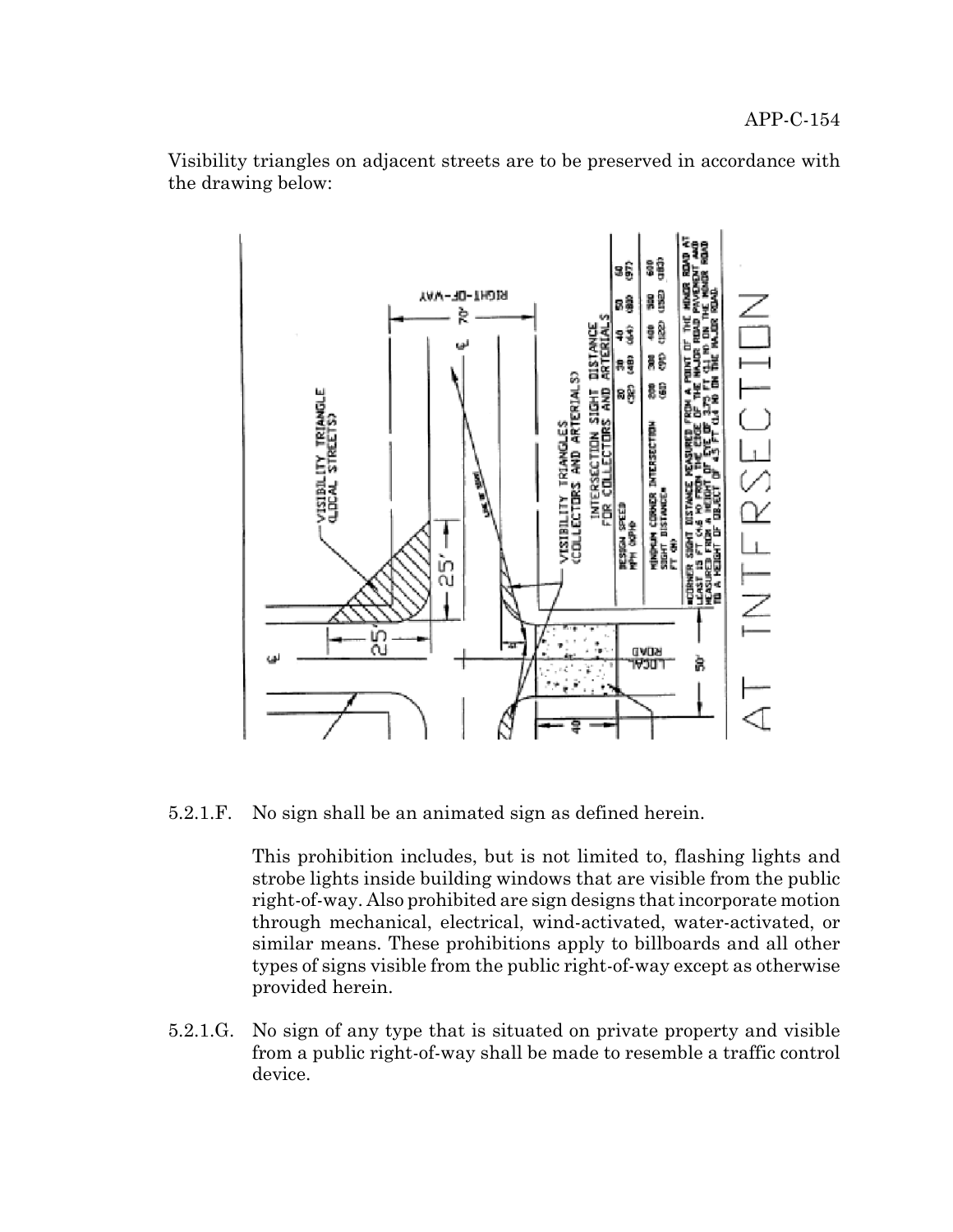Visibility triangles on adjacent streets are to be preserved in accordance with the drawing below:

5.2.1.F. No sign shall be an animated sign as defined herein.

This prohibition includes, but is not limited to, flashing lights and strobe lights inside building windows that are visible from the public right-of-way. Also prohibited are sign designs that incorporate motion through mechanical, electrical, wind-activated, water-activated, or similar means. These prohibitions apply to billboards and all other types of signs visible from the public right-of-way except as otherwise provided herein.

5.2.1.G. No sign of any type that is situated on private property and visible from a public right-of-way shall be made to resemble a traffic control device.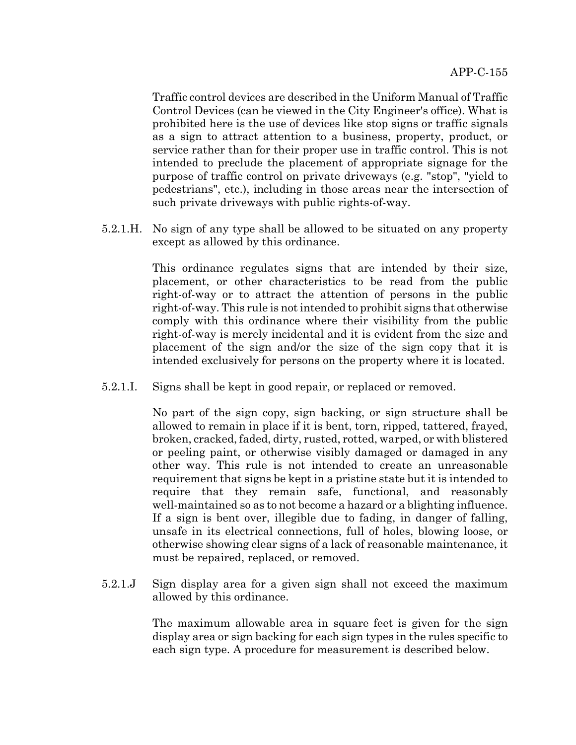Traffic control devices are described in the Uniform Manual of Traffic Control Devices (can be viewed in the City Engineer's office). What is prohibited here is the use of devices like stop signs or traffic signals as a sign to attract attention to a business, property, product, or service rather than for their proper use in traffic control. This is not intended to preclude the placement of appropriate signage for the purpose of traffic control on private driveways (e.g. "stop", "yield to pedestrians", etc.), including in those areas near the intersection of such private driveways with public rights-of-way.

5.2.1.H. No sign of any type shall be allowed to be situated on any property except as allowed by this ordinance.

This ordinance regulates signs that are intended by their size, placement, or other characteristics to be read from the public right-of-way or to attract the attention of persons in the public right-of-way. This rule is not intended to prohibit signs that otherwise comply with this ordinance where their visibility from the public right-of-way is merely incidental and it is evident from the size and placement of the sign and/or the size of the sign copy that it is intended exclusively for persons on the property where it is located.

5.2.1.I. Signs shall be kept in good repair, or replaced or removed.

No part of the sign copy, sign backing, or sign structure shall be allowed to remain in place if it is bent, torn, ripped, tattered, frayed, broken, cracked, faded, dirty, rusted, rotted, warped, or with blistered or peeling paint, or otherwise visibly damaged or damaged in any other way. This rule is not intended to create an unreasonable requirement that signs be kept in a pristine state but it is intended to require that they remain safe, functional, and reasonably well-maintained so as to not become a hazard or a blighting influence. If a sign is bent over, illegible due to fading, in danger of falling, unsafe in its electrical connections, full of holes, blowing loose, or otherwise showing clear signs of a lack of reasonable maintenance, it must be repaired, replaced, or removed.

5.2.1.J Sign display area for a given sign shall not exceed the maximum allowed by this ordinance.

The maximum allowable area in square feet is given for the sign display area or sign backing for each sign types in the rules specific to each sign type. A procedure for measurement is described below.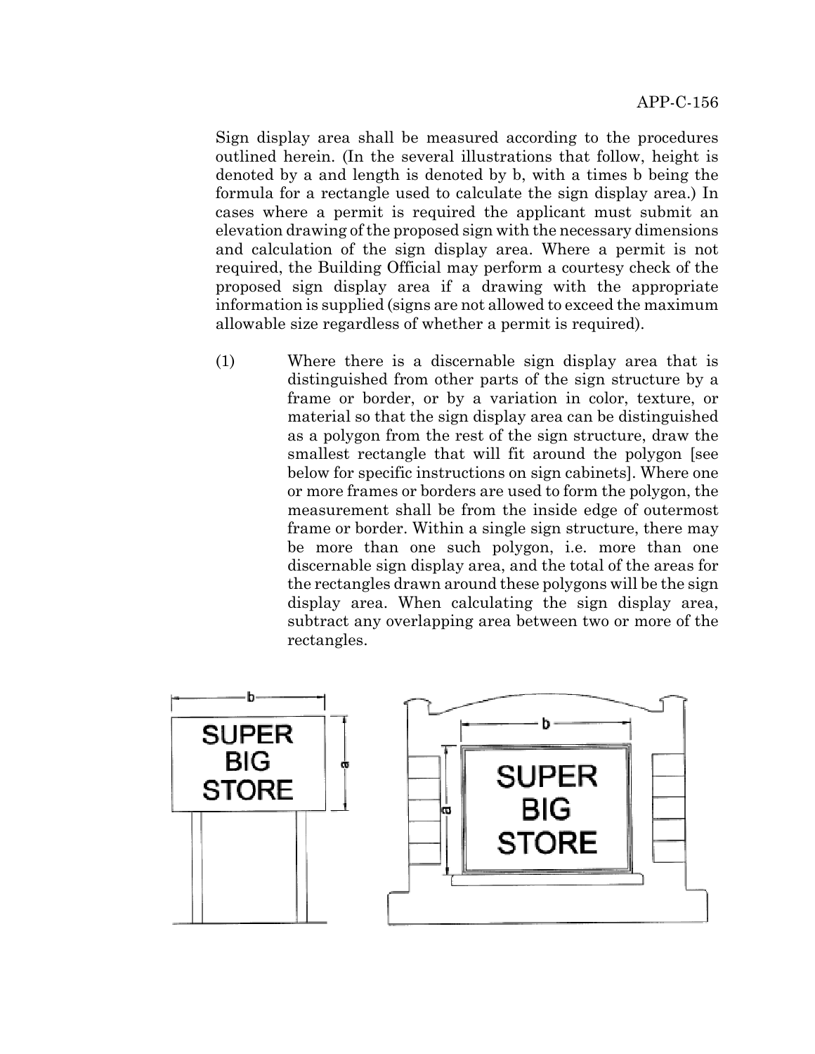Sign display area shall be measured according to the procedures outlined herein. (In the several illustrations that follow, height is denoted by a and length is denoted by b, with a times b being the formula for a rectangle used to calculate the sign display area.) In cases where a permit is required the applicant must submit an elevation drawing of the proposed sign with the necessary dimensions and calculation of the sign display area. Where a permit is not required, the Building Official may perform a courtesy check of the proposed sign display area if a drawing with the appropriate information is supplied (signs are not allowed to exceed the maximum allowable size regardless of whether a permit is required).

(1) Where there is a discernable sign display area that is distinguished from other parts of the sign structure by a frame or border, or by a variation in color, texture, or material so that the sign display area can be distinguished as a polygon from the rest of the sign structure, draw the smallest rectangle that will fit around the polygon [see below for specific instructions on sign cabinets]. Where one or more frames or borders are used to form the polygon, the measurement shall be from the inside edge of outermost frame or border. Within a single sign structure, there may be more than one such polygon, i.e. more than one discernable sign display area, and the total of the areas for the rectangles drawn around these polygons will be the sign display area. When calculating the sign display area, subtract any overlapping area between two or more of the rectangles.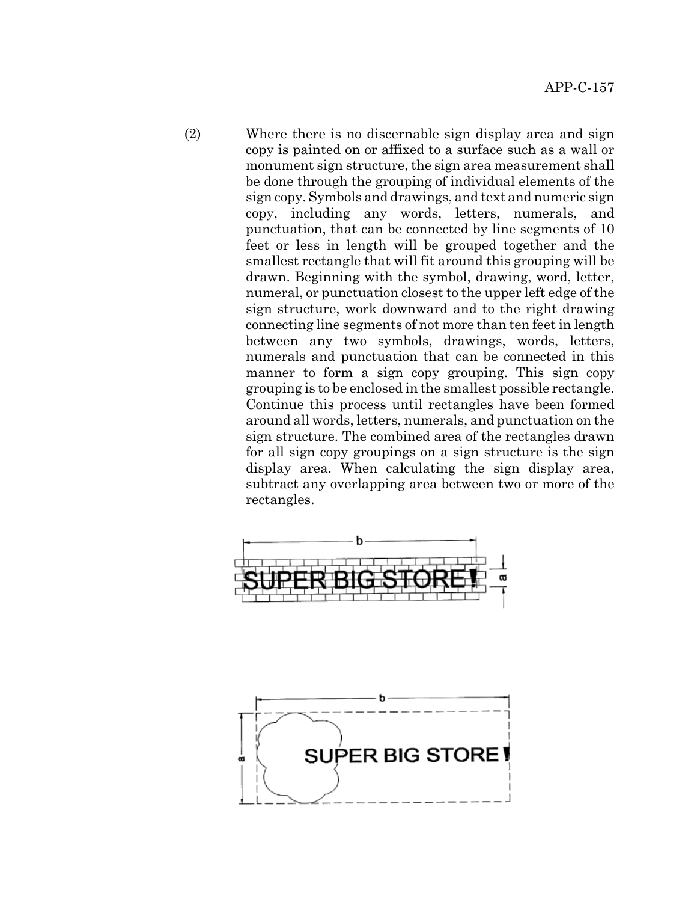(2) Where there is no discernable sign display area and sign copy is painted on or affixed to a surface such as a wall or monument sign structure, the sign area measurement shall be done through the grouping of individual elements of the sign copy. Symbols and drawings, and text and numeric sign copy, including any words, letters, numerals, and punctuation, that can be connected by line segments of 10 feet or less in length will be grouped together and the smallest rectangle that will fit around this grouping will be drawn. Beginning with the symbol, drawing, word, letter, numeral, or punctuation closest to the upper left edge of the sign structure, work downward and to the right drawing connecting line segments of not more than ten feet in length between any two symbols, drawings, words, letters, numerals and punctuation that can be connected in this manner to form a sign copy grouping. This sign copy grouping is to be enclosed in the smallest possible rectangle. Continue this process until rectangles have been formed around all words, letters, numerals, and punctuation on the sign structure. The combined area of the rectangles drawn for all sign copy groupings on a sign structure is the sign display area. When calculating the sign display area, subtract any overlapping area between two or more of the rectangles.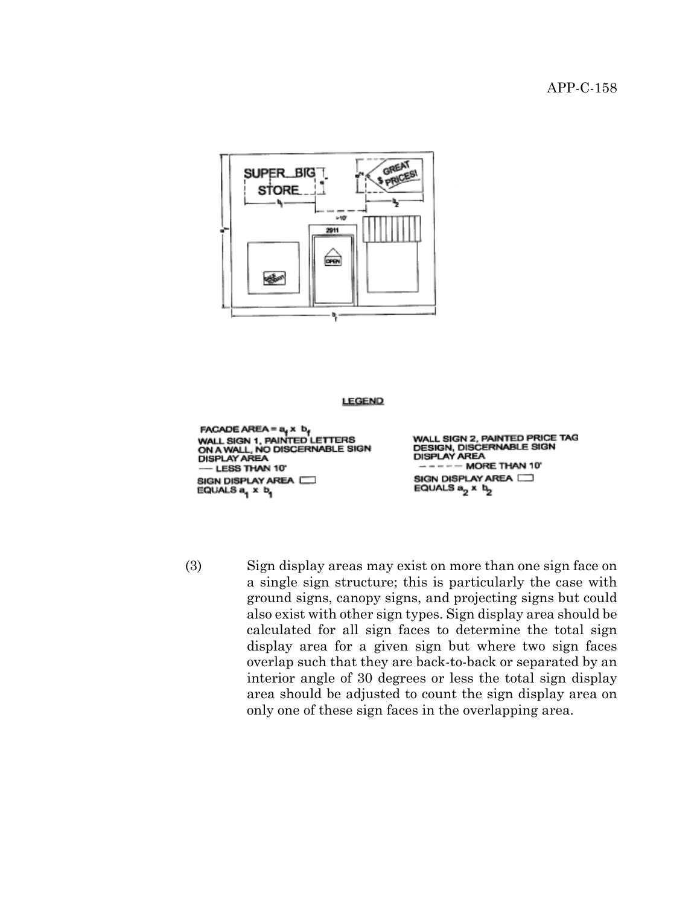**LEGEND**

FACADE AREA = $a_f \times b_f$

WALL SIGN 1, PAINTED LETTERS ON A WALL, NO DISCERNABLE SIGN DISPLAY AREA

— LESS THAN 10'

SIGN DISPLAY AREA ▭ EQUALS $a_1 \times b_1$

WALL SIGN 2, PAINTED PRICE TAG DESIGN, DISCERNABLE SIGN DISPLAY AREA

\- - - - - MORE THAN 10'

SIGN DISPLAY AREA ▭ EQUALS $a_2 \times b_2$

(3) Sign display areas may exist on more than one sign face on a single sign structure; this is particularly the case with ground signs, canopy signs, and projecting signs but could also exist with other sign types. Sign display area should be calculated for all sign faces to determine the total sign display area for a given sign but where two sign faces overlap such that they are back-to-back or separated by an interior angle of 30 degrees or less the total sign display area should be adjusted to count the sign display area on only one of these sign faces in the overlapping area.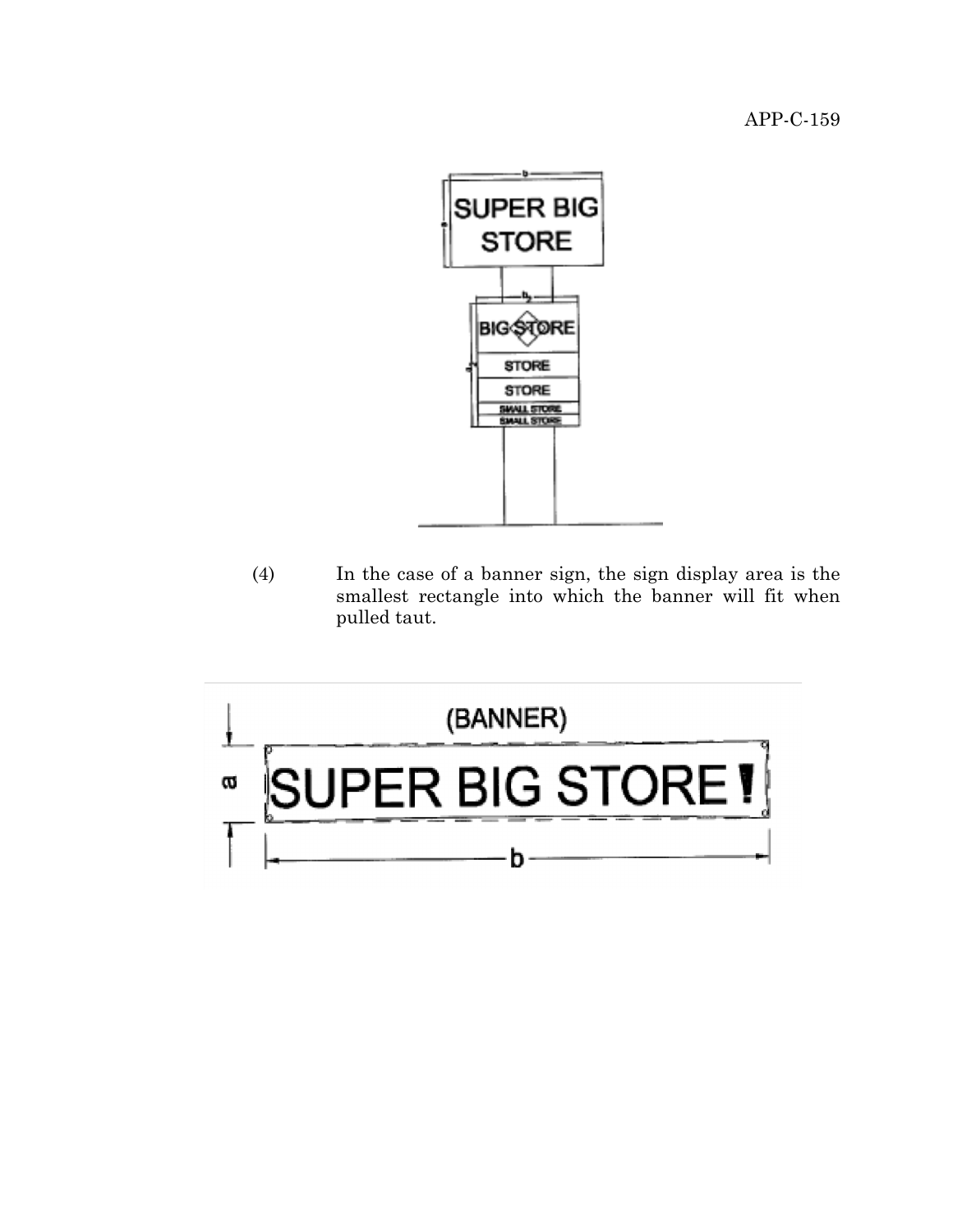(4) In the case of a banner sign, the sign display area is the smallest rectangle into which the banner will fit when pulled taut.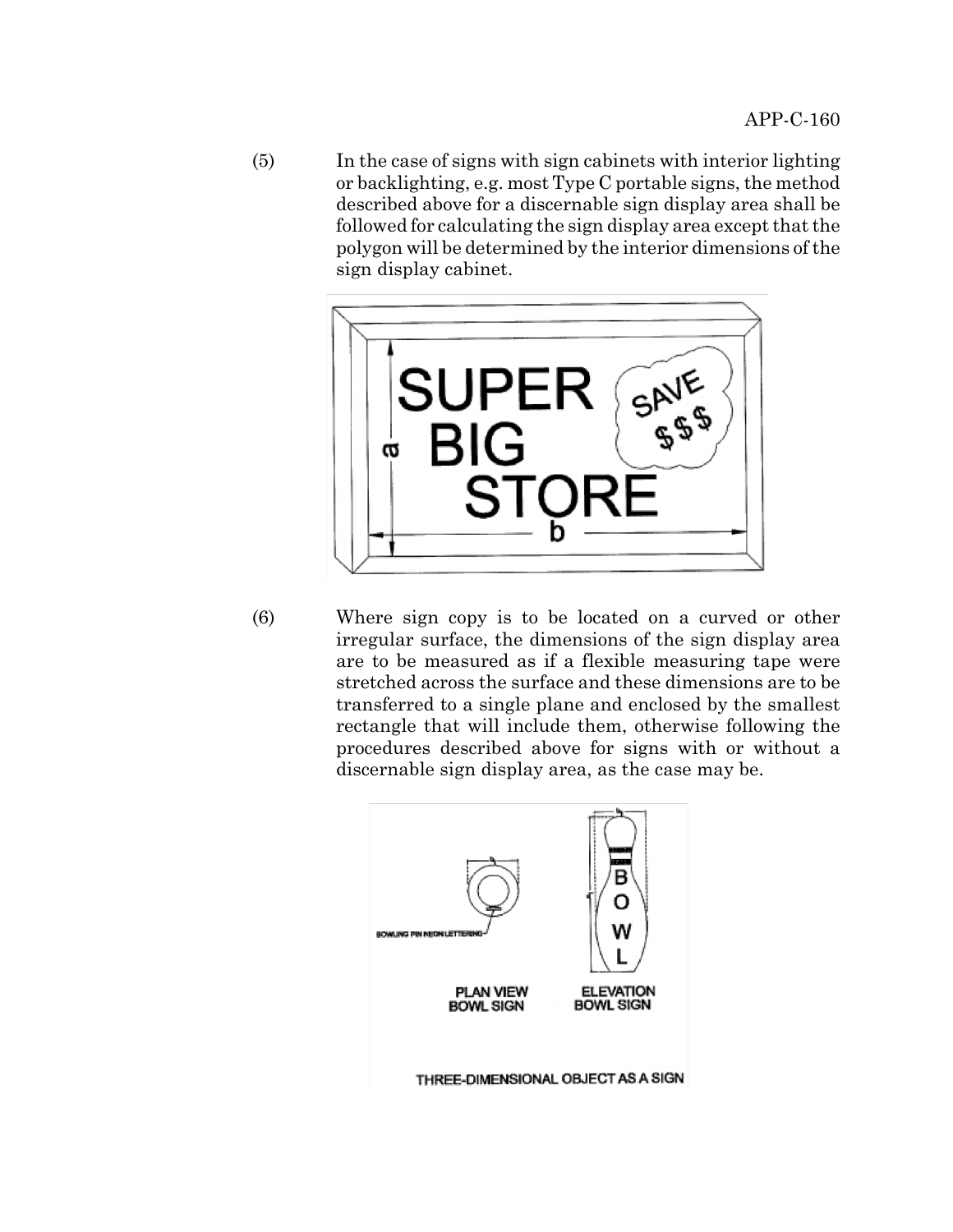(5) In the case of signs with sign cabinets with interior lighting or backlighting, e.g. most Type C portable signs, the method described above for a discernable sign display area shall be followed for calculating the sign display area except that the polygon will be determined by the interior dimensions of the sign display cabinet.

(6) Where sign copy is to be located on a curved or other irregular surface, the dimensions of the sign display area are to be measured as if a flexible measuring tape were stretched across the surface and these dimensions are to be transferred to a single plane and enclosed by the smallest rectangle that will include them, otherwise following the procedures described above for signs with or without a discernable sign display area, as the case may be.

THREE-DIMENSIONAL OBJECT AS A SIGN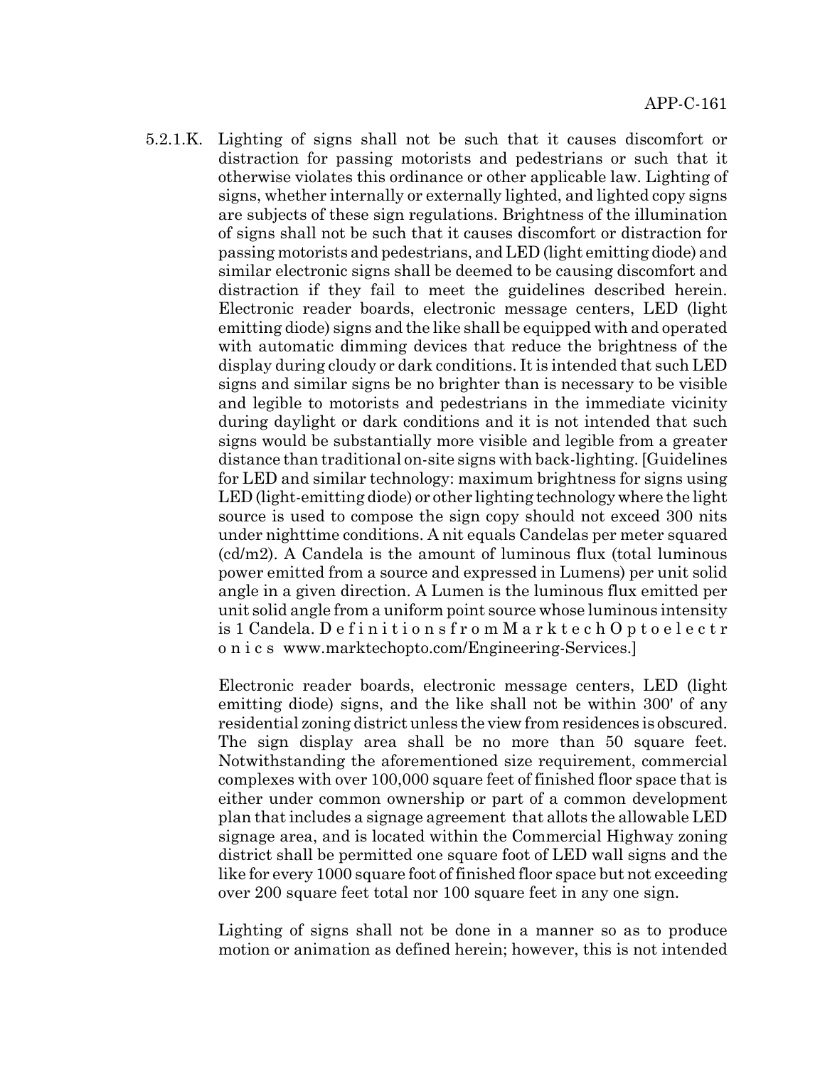5.2.1.K. Lighting of signs shall not be such that it causes discomfort or distraction for passing motorists and pedestrians or such that it otherwise violates this ordinance or other applicable law. Lighting of signs, whether internally or externally lighted, and lighted copy signs are subjects of these sign regulations. Brightness of the illumination of signs shall not be such that it causes discomfort or distraction for passing motorists and pedestrians, and LED (light emitting diode) and similar electronic signs shall be deemed to be causing discomfort and distraction if they fail to meet the guidelines described herein. Electronic reader boards, electronic message centers, LED (light emitting diode) signs and the like shall be equipped with and operated with automatic dimming devices that reduce the brightness of the display during cloudy or dark conditions. It is intended that such LED signs and similar signs be no brighter than is necessary to be visible and legible to motorists and pedestrians in the immediate vicinity during daylight or dark conditions and it is not intended that such signs would be substantially more visible and legible from a greater distance than traditional on-site signs with back-lighting. [Guidelines for LED and similar technology: maximum brightness for signs using LED (light-emitting diode) or other lighting technology where the light source is used to compose the sign copy should not exceed 300 nits under nighttime conditions. A nit equals Candelas per meter squared (cd/m2). A Candela is the amount of luminous flux (total luminous power emitted from a source and expressed in Lumens) per unit solid angle in a given direction. A Lumen is the luminous flux emitted per unit solid angle from a uniform point source whose luminous intensity is 1 Candela. Definitions from Marktech Optoelectronics www.marktechopto.com/Engineering-Services.]

Electronic reader boards, electronic message centers, LED (light emitting diode) signs, and the like shall not be within 300' of any residential zoning district unless the view from residences is obscured. The sign display area shall be no more than 50 square feet. Notwithstanding the aforementioned size requirement, commercial complexes with over 100,000 square feet of finished floor space that is either under common ownership or part of a common development plan that includes a signage agreement that allots the allowable LED signage area, and is located within the Commercial Highway zoning district shall be permitted one square foot of LED wall signs and the like for every 1000 square foot of finished floor space but not exceeding over 200 square feet total nor 100 square feet in any one sign.

Lighting of signs shall not be done in a manner so as to produce motion or animation as defined herein; however, this is not intended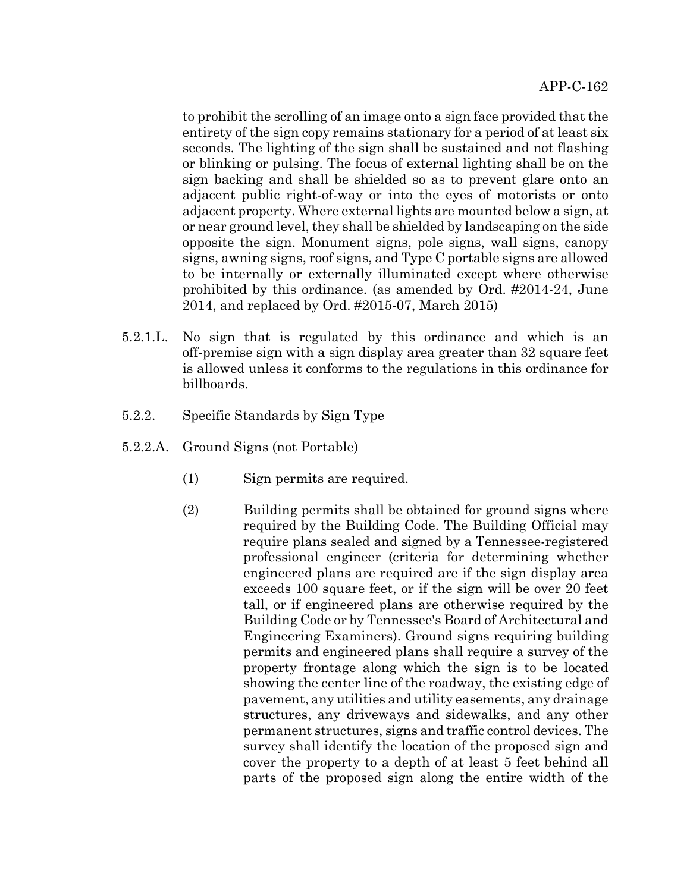to prohibit the scrolling of an image onto a sign face provided that the entirety of the sign copy remains stationary for a period of at least six seconds. The lighting of the sign shall be sustained and not flashing or blinking or pulsing. The focus of external lighting shall be on the sign backing and shall be shielded so as to prevent glare onto an adjacent public right-of-way or into the eyes of motorists or onto adjacent property. Where external lights are mounted below a sign, at or near ground level, they shall be shielded by landscaping on the side opposite the sign. Monument signs, pole signs, wall signs, canopy signs, awning signs, roof signs, and Type C portable signs are allowed to be internally or externally illuminated except where otherwise prohibited by this ordinance. (as amended by Ord. #2014-24, June 2014, and replaced by Ord. #2015-07, March 2015)

5.2.1.L. No sign that is regulated by this ordinance and which is an off-premise sign with a sign display area greater than 32 square feet is allowed unless it conforms to the regulations in this ordinance for billboards.

5.2.2. Specific Standards by Sign Type

5.2.2.A. Ground Signs (not Portable)

(1) Sign permits are required.

(2) Building permits shall be obtained for ground signs where required by the Building Code. The Building Official may require plans sealed and signed by a Tennessee-registered professional engineer (criteria for determining whether engineered plans are required are if the sign display area exceeds 100 square feet, or if the sign will be over 20 feet tall, or if engineered plans are otherwise required by the Building Code or by Tennessee's Board of Architectural and Engineering Examiners). Ground signs requiring building permits and engineered plans shall require a survey of the property frontage along which the sign is to be located showing the center line of the roadway, the existing edge of pavement, any utilities and utility easements, any drainage structures, any driveways and sidewalks, and any other permanent structures, signs and traffic control devices. The survey shall identify the location of the proposed sign and cover the property to a depth of at least 5 feet behind all parts of the proposed sign along the entire width of the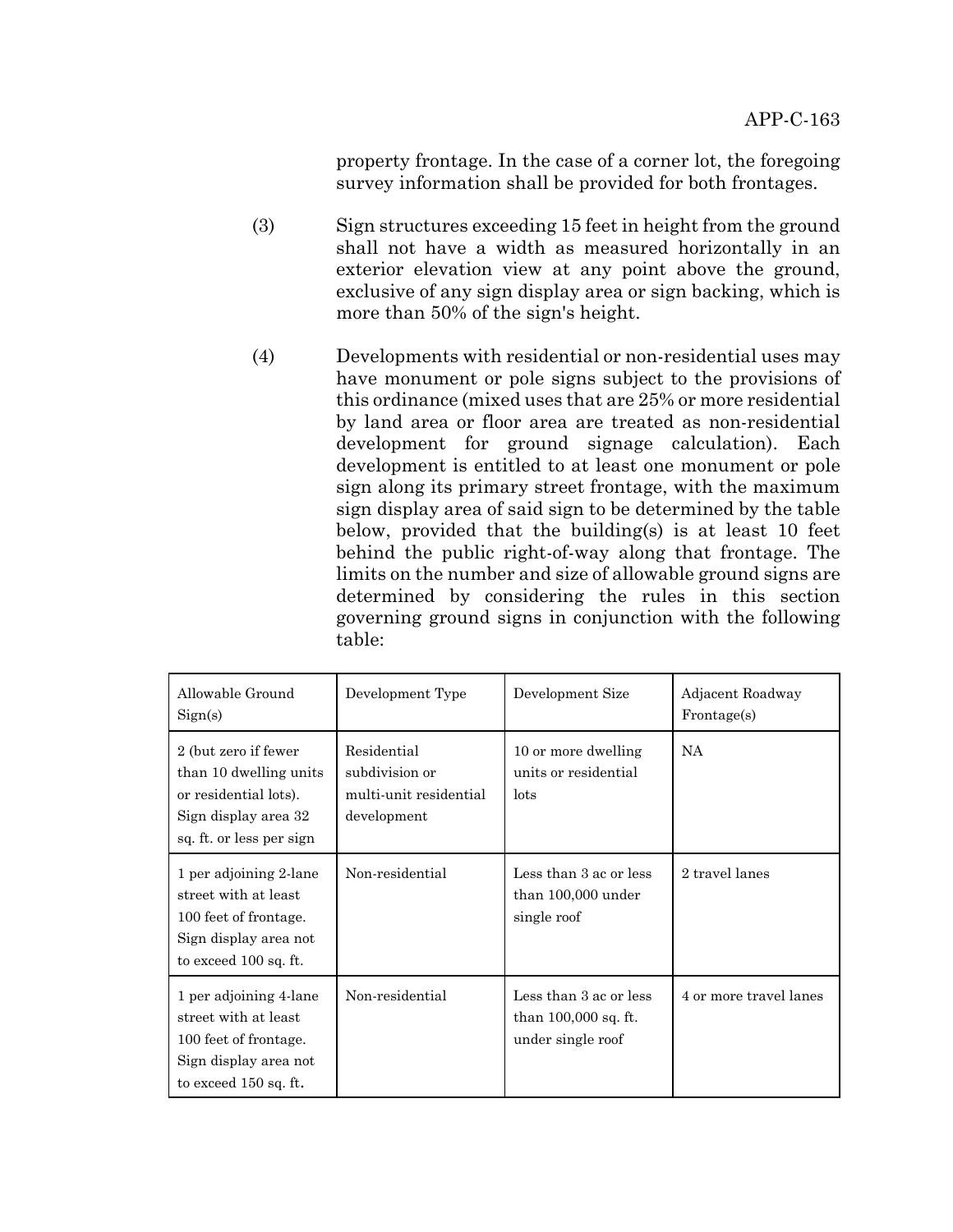property frontage. In the case of a corner lot, the foregoing survey information shall be provided for both frontages.

(3) Sign structures exceeding 15 feet in height from the ground shall not have a width as measured horizontally in an exterior elevation view at any point above the ground, exclusive of any sign display area or sign backing, which is more than 50% of the sign's height.

(4) Developments with residential or non-residential uses may have monument or pole signs subject to the provisions of this ordinance (mixed uses that are 25% or more residential by land area or floor area are treated as non-residential development for ground signage calculation). Each development is entitled to at least one monument or pole sign along its primary street frontage, with the maximum sign display area of said sign to be determined by the table below, provided that the building(s) is at least 10 feet behind the public right-of-way along that frontage. The limits on the number and size of allowable ground signs are determined by considering the rules in this section governing ground signs in conjunction with the following table:

| Allowable Ground Sign(s) | Development Type | Development Size | Adjacent Roadway Frontage(s) |
|---|---|---|---|
| 2 (but zero if fewer than 10 dwelling units or residential lots). Sign display area 32 sq. ft. or less per sign | Residential subdivision or multi-unit residential development | 10 or more dwelling units or residential lots | NA |
| 1 per adjoining 2-lane street with at least 100 feet of frontage. Sign display area not to exceed 100 sq. ft. | Non-residential | Less than 3 ac or less than 100,000 under single roof | 2 travel lanes |
| 1 per adjoining 4-lane street with at least 100 feet of frontage. Sign display area not to exceed 150 sq. ft. | Non-residential | Less than 3 ac or less than 100,000 sq. ft. under single roof | 4 or more travel lanes |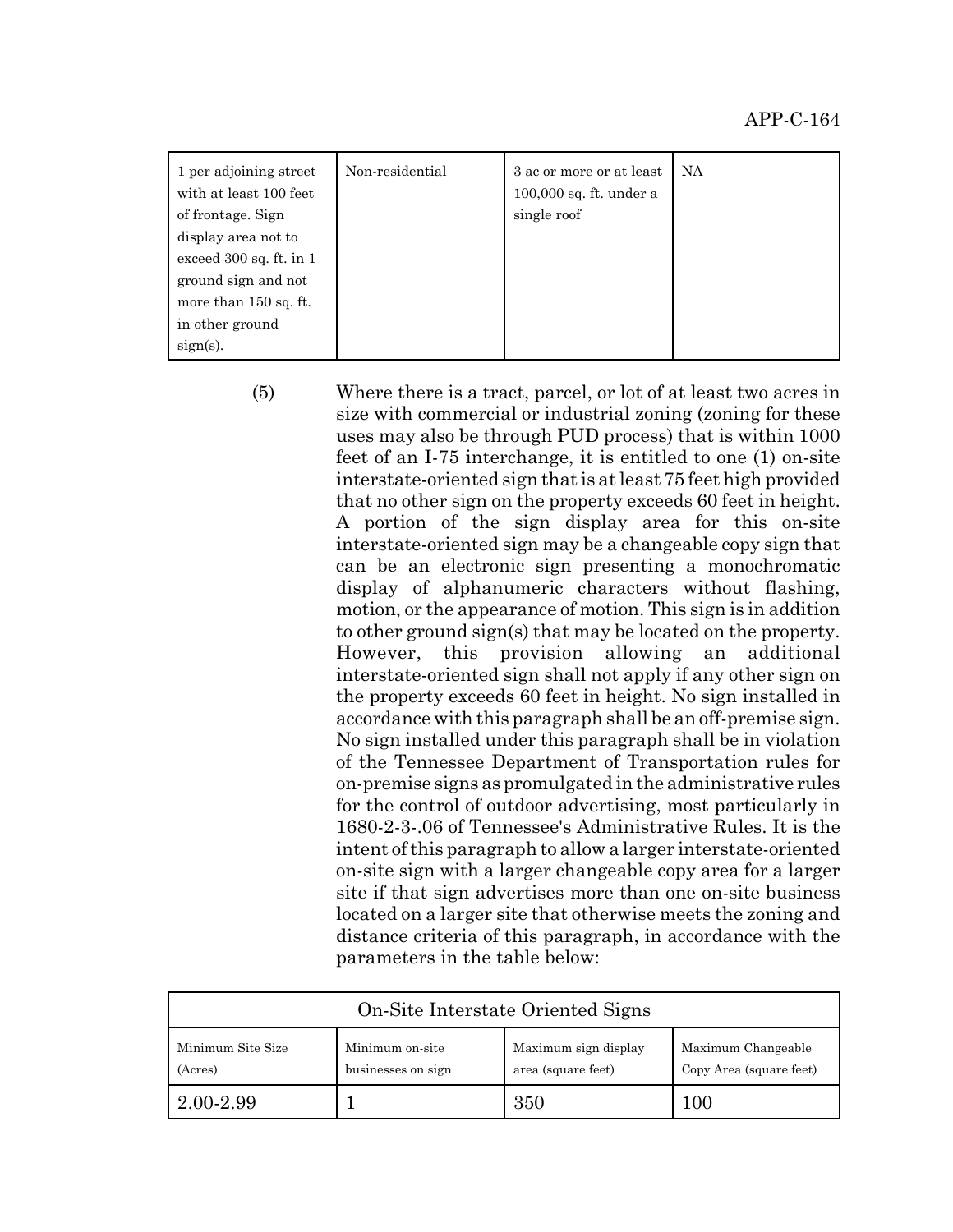| | | | |
|---|---|---|---|
| 1 per adjoining street with at least 100 feet of frontage. Sign display area not to exceed 300 sq. ft. in 1 ground sign and not more than 150 sq. ft. in other ground sign(s). | Non-residential | 3 ac or more or at least 100,000 sq. ft. under a single roof | NA |

(5) Where there is a tract, parcel, or lot of at least two acres in size with commercial or industrial zoning (zoning for these uses may also be through PUD process) that is within 1000 feet of an I-75 interchange, it is entitled to one (1) on-site interstate-oriented sign that is at least 75 feet high provided that no other sign on the property exceeds 60 feet in height. A portion of the sign display area for this on-site interstate-oriented sign may be a changeable copy sign that can be an electronic sign presenting a monochromatic display of alphanumeric characters without flashing, motion, or the appearance of motion. This sign is in addition to other ground sign(s) that may be located on the property. However, this provision allowing an additional interstate-oriented sign shall not apply if any other sign on the property exceeds 60 feet in height. No sign installed in accordance with this paragraph shall be an off-premise sign. No sign installed under this paragraph shall be in violation of the Tennessee Department of Transportation rules for on-premise signs as promulgated in the administrative rules for the control of outdoor advertising, most particularly in 1680-2-3-.06 of Tennessee's Administrative Rules. It is the intent of this paragraph to allow a larger interstate-oriented on-site sign with a larger changeable copy area for a larger site if that sign advertises more than one on-site business located on a larger site that otherwise meets the zoning and distance criteria of this paragraph, in accordance with the parameters in the table below:

| On-Site Interstate Oriented Signs | | | |
|---|---|---|---|
| Minimum Site Size (Acres) | Minimum on-site businesses on sign | Maximum sign display area (square feet) | Maximum Changeable Copy Area (square feet) |
| 2.00-2.99 | 1 | 350 | 100 |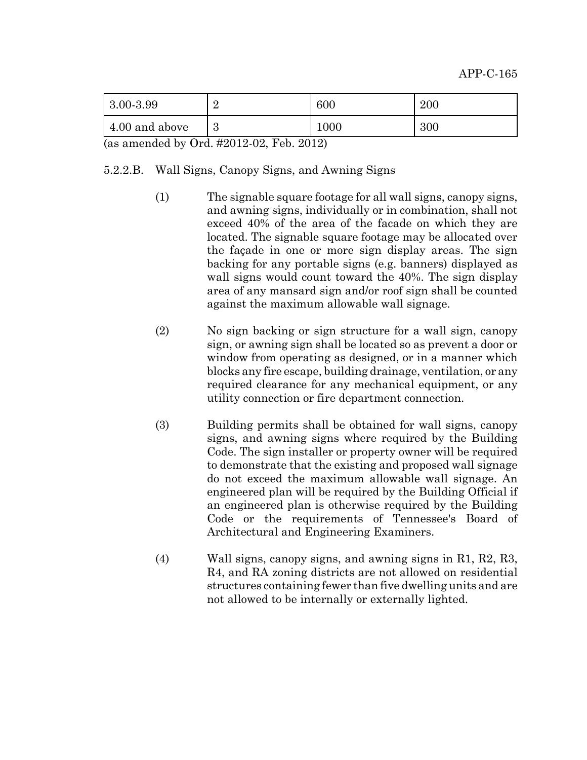| | | | |
|---|---|---|---|
| 3.00-3.99 | 2 | 600 | 200 |
| 4.00 and above | 3 | 1000 | 300 |

(as amended by Ord. #2012-02, Feb. 2012)

5.2.2.B. Wall Signs, Canopy Signs, and Awning Signs

(1) The signable square footage for all wall signs, canopy signs, and awning signs, individually or in combination, shall not exceed 40% of the area of the facade on which they are located. The signable square footage may be allocated over the façade in one or more sign display areas. The sign backing for any portable signs (e.g. banners) displayed as wall signs would count toward the 40%. The sign display area of any mansard sign and/or roof sign shall be counted against the maximum allowable wall signage.

(2) No sign backing or sign structure for a wall sign, canopy sign, or awning sign shall be located so as prevent a door or window from operating as designed, or in a manner which blocks any fire escape, building drainage, ventilation, or any required clearance for any mechanical equipment, or any utility connection or fire department connection.

(3) Building permits shall be obtained for wall signs, canopy signs, and awning signs where required by the Building Code. The sign installer or property owner will be required to demonstrate that the existing and proposed wall signage do not exceed the maximum allowable wall signage. An engineered plan will be required by the Building Official if an engineered plan is otherwise required by the Building Code or the requirements of Tennessee's Board of Architectural and Engineering Examiners.

(4) Wall signs, canopy signs, and awning signs in R1, R2, R3, R4, and RA zoning districts are not allowed on residential structures containing fewer than five dwelling units and are not allowed to be internally or externally lighted.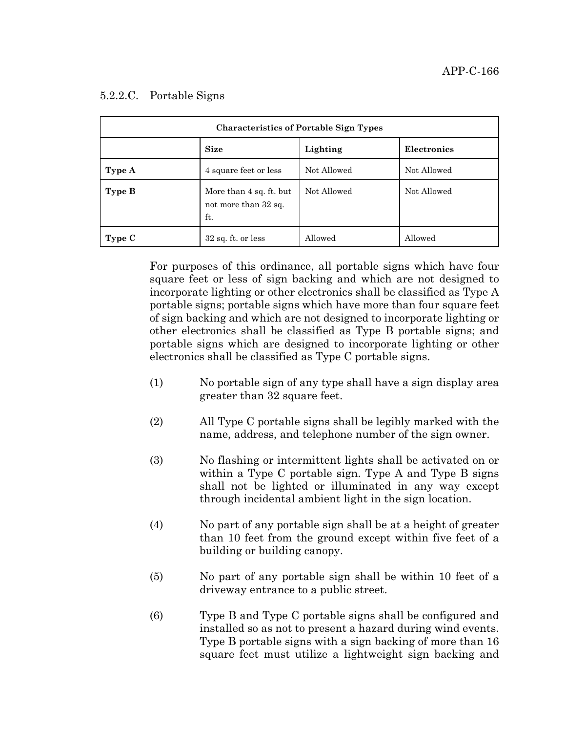5.2.2.C. Portable Signs

| Characteristics of Portable Sign Types | | | |
|---|---|---|---|
| | **Size** | **Lighting** | **Electronics** |
| **Type A** | 4 square feet or less | Not Allowed | Not Allowed |
| **Type B** | More than 4 sq. ft. but not more than 32 sq. ft. | Not Allowed | Not Allowed |
| **Type C** | 32 sq. ft. or less | Allowed | Allowed |

For purposes of this ordinance, all portable signs which have four square feet or less of sign backing and which are not designed to incorporate lighting or other electronics shall be classified as Type A portable signs; portable signs which have more than four square feet of sign backing and which are not designed to incorporate lighting or other electronics shall be classified as Type B portable signs; and portable signs which are designed to incorporate lighting or other electronics shall be classified as Type C portable signs.

(1) No portable sign of any type shall have a sign display area greater than 32 square feet.

(2) All Type C portable signs shall be legibly marked with the name, address, and telephone number of the sign owner.

(3) No flashing or intermittent lights shall be activated on or within a Type C portable sign. Type A and Type B signs shall not be lighted or illuminated in any way except through incidental ambient light in the sign location.

(4) No part of any portable sign shall be at a height of greater than 10 feet from the ground except within five feet of a building or building canopy.

(5) No part of any portable sign shall be within 10 feet of a driveway entrance to a public street.

(6) Type B and Type C portable signs shall be configured and installed so as not to present a hazard during wind events. Type B portable signs with a sign backing of more than 16 square feet must utilize a lightweight sign backing and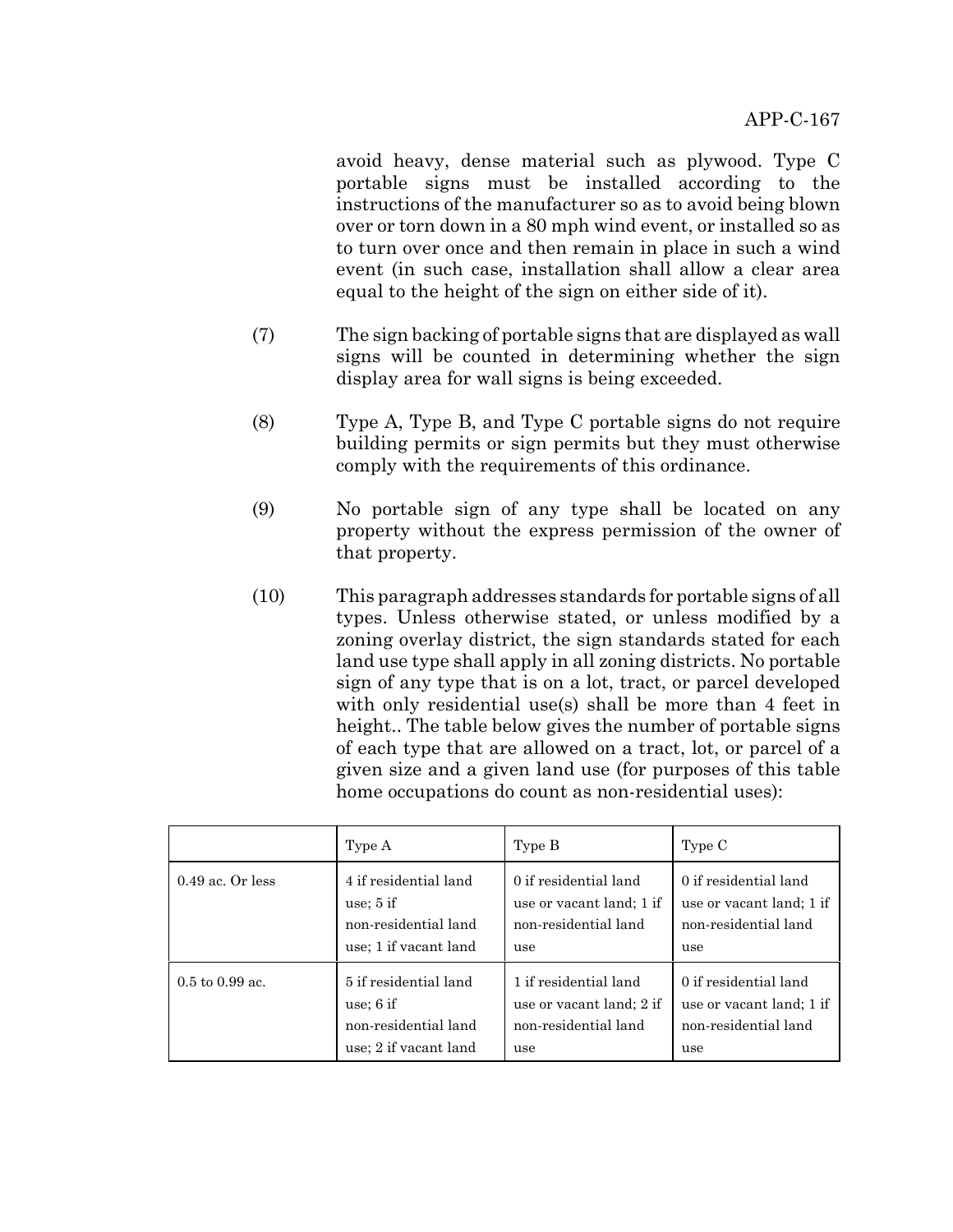avoid heavy, dense material such as plywood. Type C portable signs must be installed according to the instructions of the manufacturer so as to avoid being blown over or torn down in a 80 mph wind event, or installed so as to turn over once and then remain in place in such a wind event (in such case, installation shall allow a clear area equal to the height of the sign on either side of it).

(7) The sign backing of portable signs that are displayed as wall signs will be counted in determining whether the sign display area for wall signs is being exceeded.

(8) Type A, Type B, and Type C portable signs do not require building permits or sign permits but they must otherwise comply with the requirements of this ordinance.

(9) No portable sign of any type shall be located on any property without the express permission of the owner of that property.

(10) This paragraph addresses standards for portable signs of all types. Unless otherwise stated, or unless modified by a zoning overlay district, the sign standards stated for each land use type shall apply in all zoning districts. No portable sign of any type that is on a lot, tract, or parcel developed with only residential use(s) shall be more than 4 feet in height.. The table below gives the number of portable signs of each type that are allowed on a tract, lot, or parcel of a given size and a given land use (for purposes of this table home occupations do count as non-residential uses):

| | Type A | Type B | Type C |
|---|---|---|---|
| 0.49 ac. Or less | 4 if residential land use; 5 if non-residential land use; 1 if vacant land | 0 if residential land use or vacant land; 1 if non-residential land use | 0 if residential land use or vacant land; 1 if non-residential land use |
| 0.5 to 0.99 ac. | 5 if residential land use; 6 if non-residential land use; 2 if vacant land | 1 if residential land use or vacant land; 2 if non-residential land use | 0 if residential land use or vacant land; 1 if non-residential land use |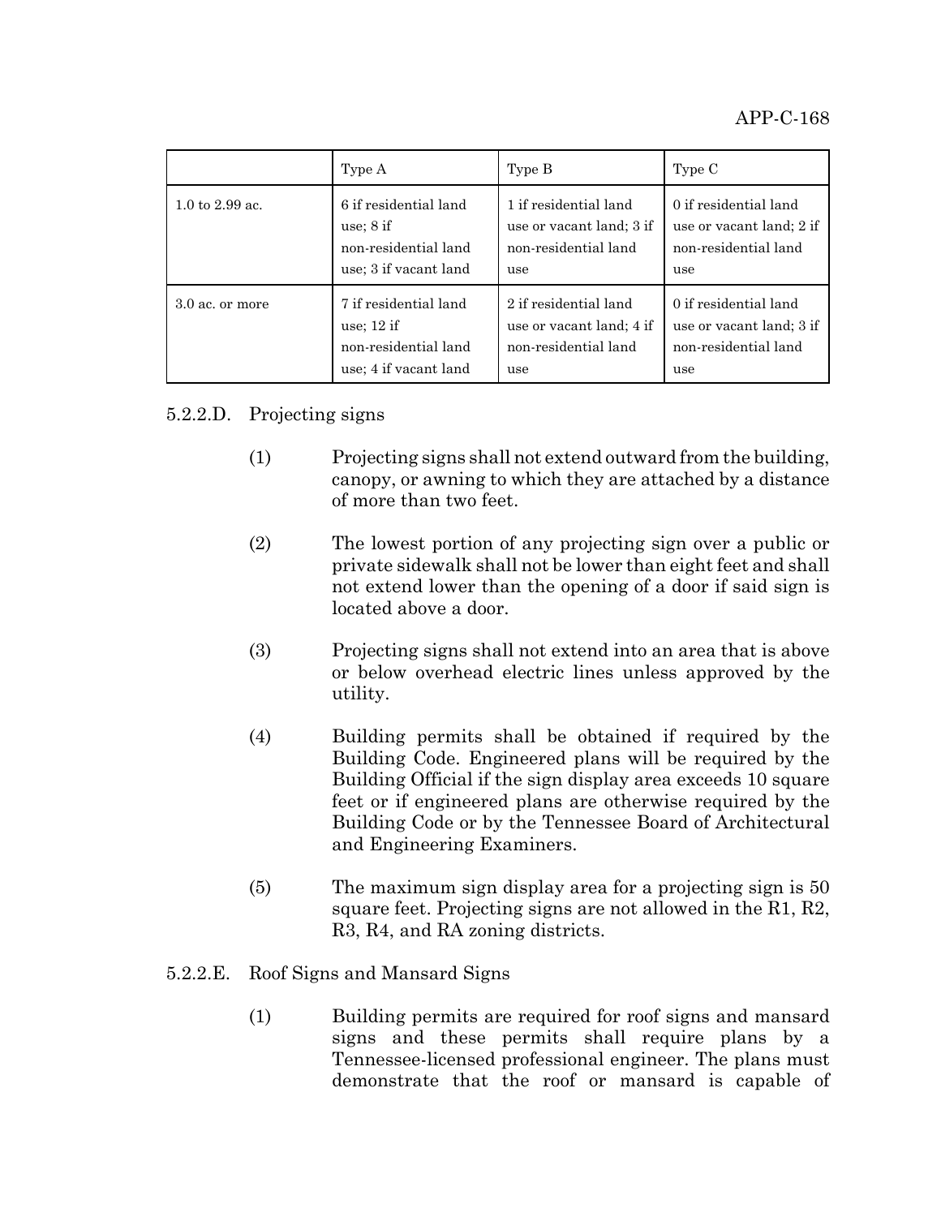| | Type A | Type B | Type C |
|---|---|---|---|
| 1.0 to 2.99 ac. | 6 if residential land use; 8 if non-residential land use; 3 if vacant land | 1 if residential land use or vacant land; 3 if non-residential land use | 0 if residential land use or vacant land; 2 if non-residential land use |
| 3.0 ac. or more | 7 if residential land use; 12 if non-residential land use; 4 if vacant land | 2 if residential land use or vacant land; 4 if non-residential land use | 0 if residential land use or vacant land; 3 if non-residential land use |

5.2.2.D. Projecting signs

(1) Projecting signs shall not extend outward from the building, canopy, or awning to which they are attached by a distance of more than two feet.

(2) The lowest portion of any projecting sign over a public or private sidewalk shall not be lower than eight feet and shall not extend lower than the opening of a door if said sign is located above a door.

(3) Projecting signs shall not extend into an area that is above or below overhead electric lines unless approved by the utility.

(4) Building permits shall be obtained if required by the Building Code. Engineered plans will be required by the Building Official if the sign display area exceeds 10 square feet or if engineered plans are otherwise required by the Building Code or by the Tennessee Board of Architectural and Engineering Examiners.

(5) The maximum sign display area for a projecting sign is 50 square feet. Projecting signs are not allowed in the R1, R2, R3, R4, and RA zoning districts.

5.2.2.E. Roof Signs and Mansard Signs

(1) Building permits are required for roof signs and mansard signs and these permits shall require plans by a Tennessee-licensed professional engineer. The plans must demonstrate that the roof or mansard is capable of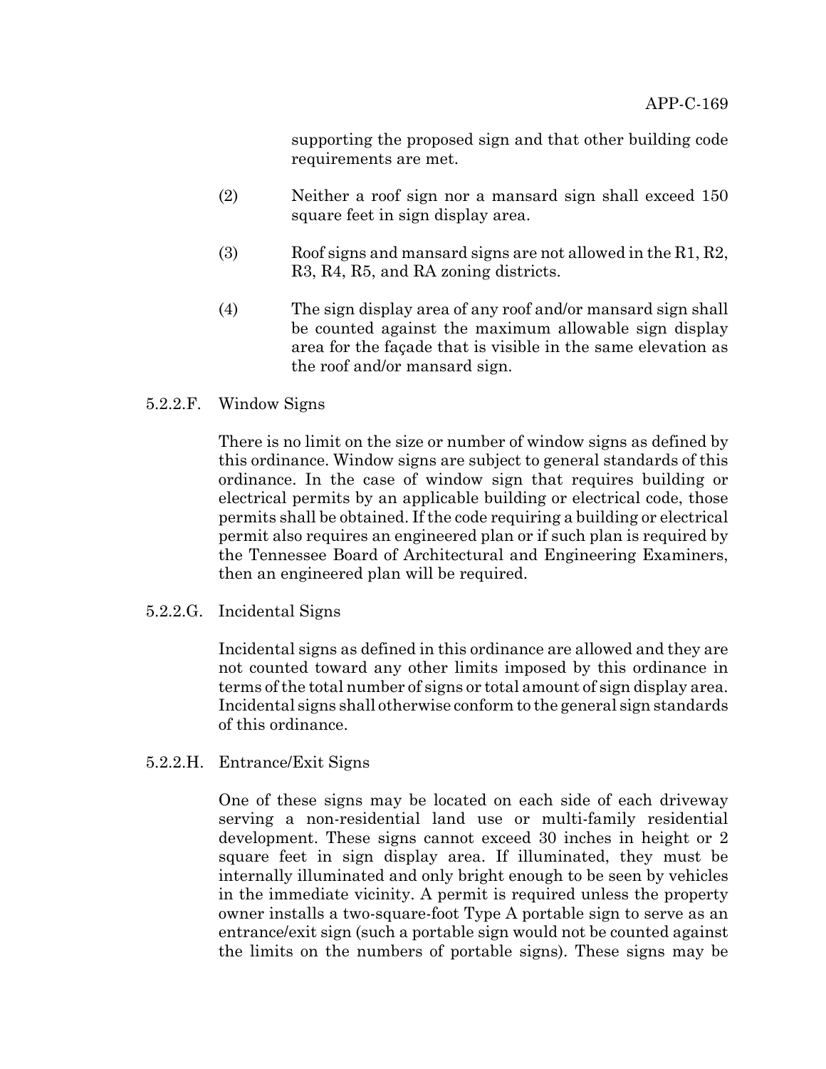supporting the proposed sign and that other building code requirements are met.

(2) Neither a roof sign nor a mansard sign shall exceed 150 square feet in sign display area.

(3) Roof signs and mansard signs are not allowed in the R1, R2, R3, R4, R5, and RA zoning districts.

(4) The sign display area of any roof and/or mansard sign shall be counted against the maximum allowable sign display area for the façade that is visible in the same elevation as the roof and/or mansard sign.

### 5.2.2.F. Window Signs

There is no limit on the size or number of window signs as defined by this ordinance. Window signs are subject to general standards of this ordinance. In the case of window sign that requires building or electrical permits by an applicable building or electrical code, those permits shall be obtained. If the code requiring a building or electrical permit also requires an engineered plan or if such plan is required by the Tennessee Board of Architectural and Engineering Examiners, then an engineered plan will be required.

### 5.2.2.G. Incidental Signs

Incidental signs as defined in this ordinance are allowed and they are not counted toward any other limits imposed by this ordinance in terms of the total number of signs or total amount of sign display area. Incidental signs shall otherwise conform to the general sign standards of this ordinance.

### 5.2.2.H. Entrance/Exit Signs

One of these signs may be located on each side of each driveway serving a non-residential land use or multi-family residential development. These signs cannot exceed 30 inches in height or 2 square feet in sign display area. If illuminated, they must be internally illuminated and only bright enough to be seen by vehicles in the immediate vicinity. A permit is required unless the property owner installs a two-square-foot Type A portable sign to serve as an entrance/exit sign (such a portable sign would not be counted against the limits on the numbers of portable signs). These signs may be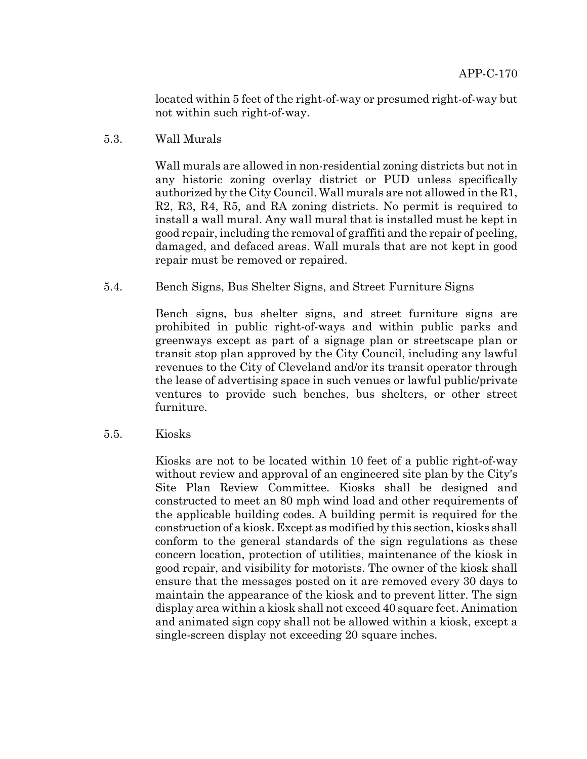located within 5 feet of the right-of-way or presumed right-of-way but not within such right-of-way.

### 5.3. Wall Murals

Wall murals are allowed in non-residential zoning districts but not in any historic zoning overlay district or PUD unless specifically authorized by the City Council. Wall murals are not allowed in the R1, R2, R3, R4, R5, and RA zoning districts. No permit is required to install a wall mural. Any wall mural that is installed must be kept in good repair, including the removal of graffiti and the repair of peeling, damaged, and defaced areas. Wall murals that are not kept in good repair must be removed or repaired.

### 5.4. Bench Signs, Bus Shelter Signs, and Street Furniture Signs

Bench signs, bus shelter signs, and street furniture signs are prohibited in public right-of-ways and within public parks and greenways except as part of a signage plan or streetscape plan or transit stop plan approved by the City Council, including any lawful revenues to the City of Cleveland and/or its transit operator through the lease of advertising space in such venues or lawful public/private ventures to provide such benches, bus shelters, or other street furniture.

### 5.5. Kiosks

Kiosks are not to be located within 10 feet of a public right-of-way without review and approval of an engineered site plan by the City's Site Plan Review Committee. Kiosks shall be designed and constructed to meet an 80 mph wind load and other requirements of the applicable building codes. A building permit is required for the construction of a kiosk. Except as modified by this section, kiosks shall conform to the general standards of the sign regulations as these concern location, protection of utilities, maintenance of the kiosk in good repair, and visibility for motorists. The owner of the kiosk shall ensure that the messages posted on it are removed every 30 days to maintain the appearance of the kiosk and to prevent litter. The sign display area within a kiosk shall not exceed 40 square feet. Animation and animated sign copy shall not be allowed within a kiosk, except a single-screen display not exceeding 20 square inches.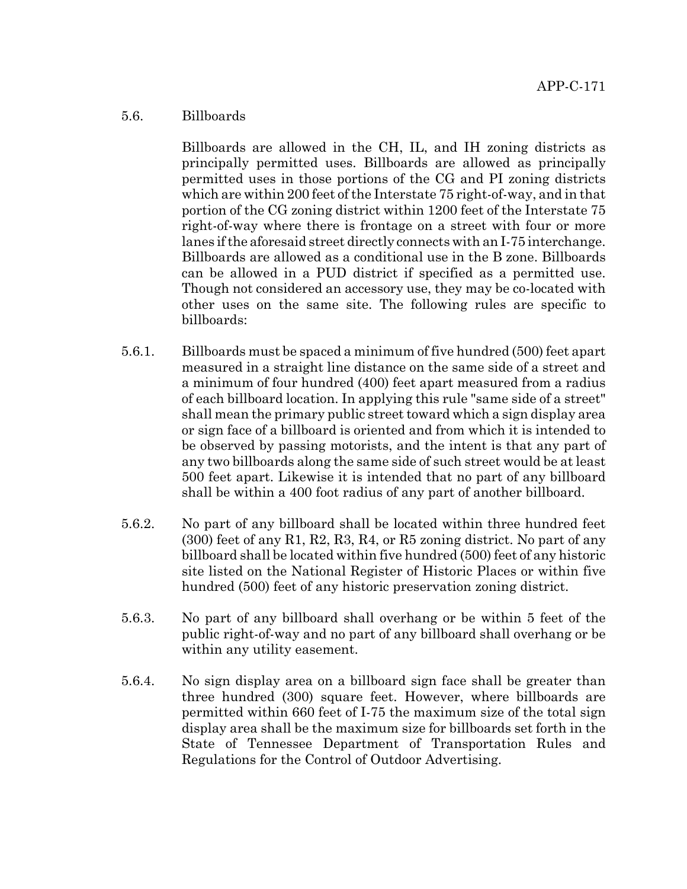## 5.6. Billboards

Billboards are allowed in the CH, IL, and IH zoning districts as principally permitted uses. Billboards are allowed as principally permitted uses in those portions of the CG and PI zoning districts which are within 200 feet of the Interstate 75 right-of-way, and in that portion of the CG zoning district within 1200 feet of the Interstate 75 right-of-way where there is frontage on a street with four or more lanes if the aforesaid street directly connects with an I-75 interchange. Billboards are allowed as a conditional use in the B zone. Billboards can be allowed in a PUD district if specified as a permitted use. Though not considered an accessory use, they may be co-located with other uses on the same site. The following rules are specific to billboards:

5.6.1. Billboards must be spaced a minimum of five hundred (500) feet apart measured in a straight line distance on the same side of a street and a minimum of four hundred (400) feet apart measured from a radius of each billboard location. In applying this rule "same side of a street" shall mean the primary public street toward which a sign display area or sign face of a billboard is oriented and from which it is intended to be observed by passing motorists, and the intent is that any part of any two billboards along the same side of such street would be at least 500 feet apart. Likewise it is intended that no part of any billboard shall be within a 400 foot radius of any part of another billboard.

5.6.2. No part of any billboard shall be located within three hundred feet (300) feet of any R1, R2, R3, R4, or R5 zoning district. No part of any billboard shall be located within five hundred (500) feet of any historic site listed on the National Register of Historic Places or within five hundred (500) feet of any historic preservation zoning district.

5.6.3. No part of any billboard shall overhang or be within 5 feet of the public right-of-way and no part of any billboard shall overhang or be within any utility easement.

5.6.4. No sign display area on a billboard sign face shall be greater than three hundred (300) square feet. However, where billboards are permitted within 660 feet of I-75 the maximum size of the total sign display area shall be the maximum size for billboards set forth in the State of Tennessee Department of Transportation Rules and Regulations for the Control of Outdoor Advertising.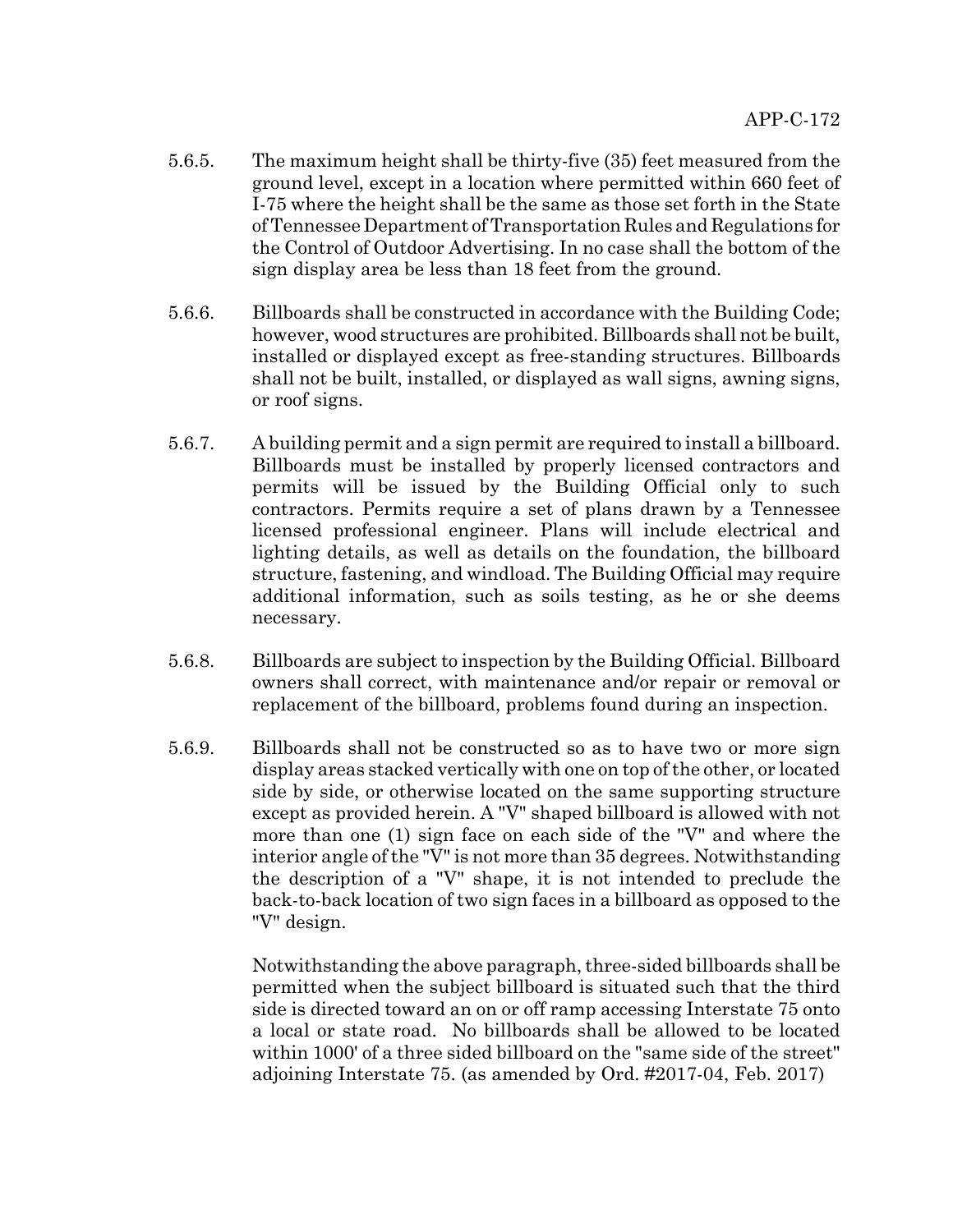5.6.5. The maximum height shall be thirty-five (35) feet measured from the ground level, except in a location where permitted within 660 feet of I-75 where the height shall be the same as those set forth in the State of Tennessee Department of Transportation Rules and Regulations for the Control of Outdoor Advertising. In no case shall the bottom of the sign display area be less than 18 feet from the ground.

5.6.6. Billboards shall be constructed in accordance with the Building Code; however, wood structures are prohibited. Billboards shall not be built, installed or displayed except as free-standing structures. Billboards shall not be built, installed, or displayed as wall signs, awning signs, or roof signs.

5.6.7. A building permit and a sign permit are required to install a billboard. Billboards must be installed by properly licensed contractors and permits will be issued by the Building Official only to such contractors. Permits require a set of plans drawn by a Tennessee licensed professional engineer. Plans will include electrical and lighting details, as well as details on the foundation, the billboard structure, fastening, and windload. The Building Official may require additional information, such as soils testing, as he or she deems necessary.

5.6.8. Billboards are subject to inspection by the Building Official. Billboard owners shall correct, with maintenance and/or repair or removal or replacement of the billboard, problems found during an inspection.

5.6.9. Billboards shall not be constructed so as to have two or more sign display areas stacked vertically with one on top of the other, or located side by side, or otherwise located on the same supporting structure except as provided herein. A "V" shaped billboard is allowed with not more than one (1) sign face on each side of the "V" and where the interior angle of the "V" is not more than 35 degrees. Notwithstanding the description of a "V" shape, it is not intended to preclude the back-to-back location of two sign faces in a billboard as opposed to the "V" design.

Notwithstanding the above paragraph, three-sided billboards shall be permitted when the subject billboard is situated such that the third side is directed toward an on or off ramp accessing Interstate 75 onto a local or state road. No billboards shall be allowed to be located within 1000' of a three sided billboard on the "same side of the street" adjoining Interstate 75. (as amended by Ord. #2017-04, Feb. 2017)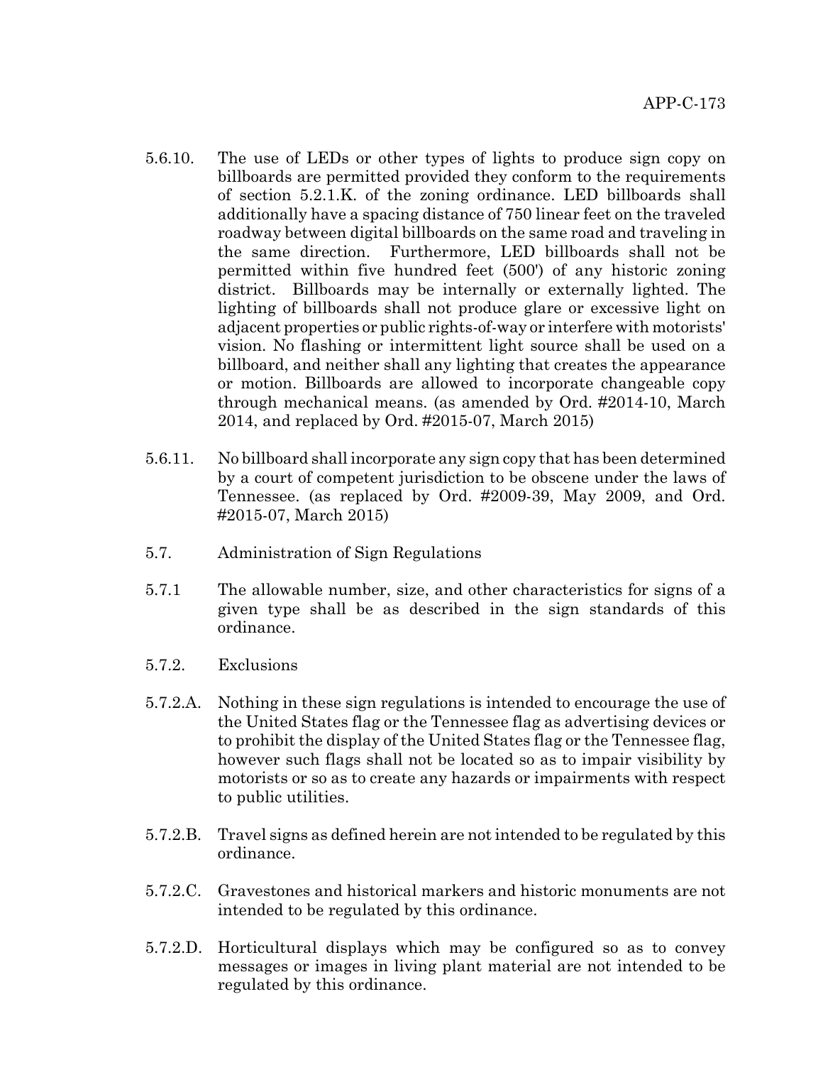5.6.10. The use of LEDs or other types of lights to produce sign copy on billboards are permitted provided they conform to the requirements of section 5.2.1.K. of the zoning ordinance. LED billboards shall additionally have a spacing distance of 750 linear feet on the traveled roadway between digital billboards on the same road and traveling in the same direction. Furthermore, LED billboards shall not be permitted within five hundred feet (500') of any historic zoning district. Billboards may be internally or externally lighted. The lighting of billboards shall not produce glare or excessive light on adjacent properties or public rights-of-way or interfere with motorists' vision. No flashing or intermittent light source shall be used on a billboard, and neither shall any lighting that creates the appearance or motion. Billboards are allowed to incorporate changeable copy through mechanical means. (as amended by Ord. #2014-10, March 2014, and replaced by Ord. #2015-07, March 2015)

5.6.11. No billboard shall incorporate any sign copy that has been determined by a court of competent jurisdiction to be obscene under the laws of Tennessee. (as replaced by Ord. #2009-39, May 2009, and Ord. #2015-07, March 2015)

5.7. Administration of Sign Regulations

5.7.1 The allowable number, size, and other characteristics for signs of a given type shall be as described in the sign standards of this ordinance.

5.7.2. Exclusions

5.7.2.A. Nothing in these sign regulations is intended to encourage the use of the United States flag or the Tennessee flag as advertising devices or to prohibit the display of the United States flag or the Tennessee flag, however such flags shall not be located so as to impair visibility by motorists or so as to create any hazards or impairments with respect to public utilities.

5.7.2.B. Travel signs as defined herein are not intended to be regulated by this ordinance.

5.7.2.C. Gravestones and historical markers and historic monuments are not intended to be regulated by this ordinance.

5.7.2.D. Horticultural displays which may be configured so as to convey messages or images in living plant material are not intended to be regulated by this ordinance.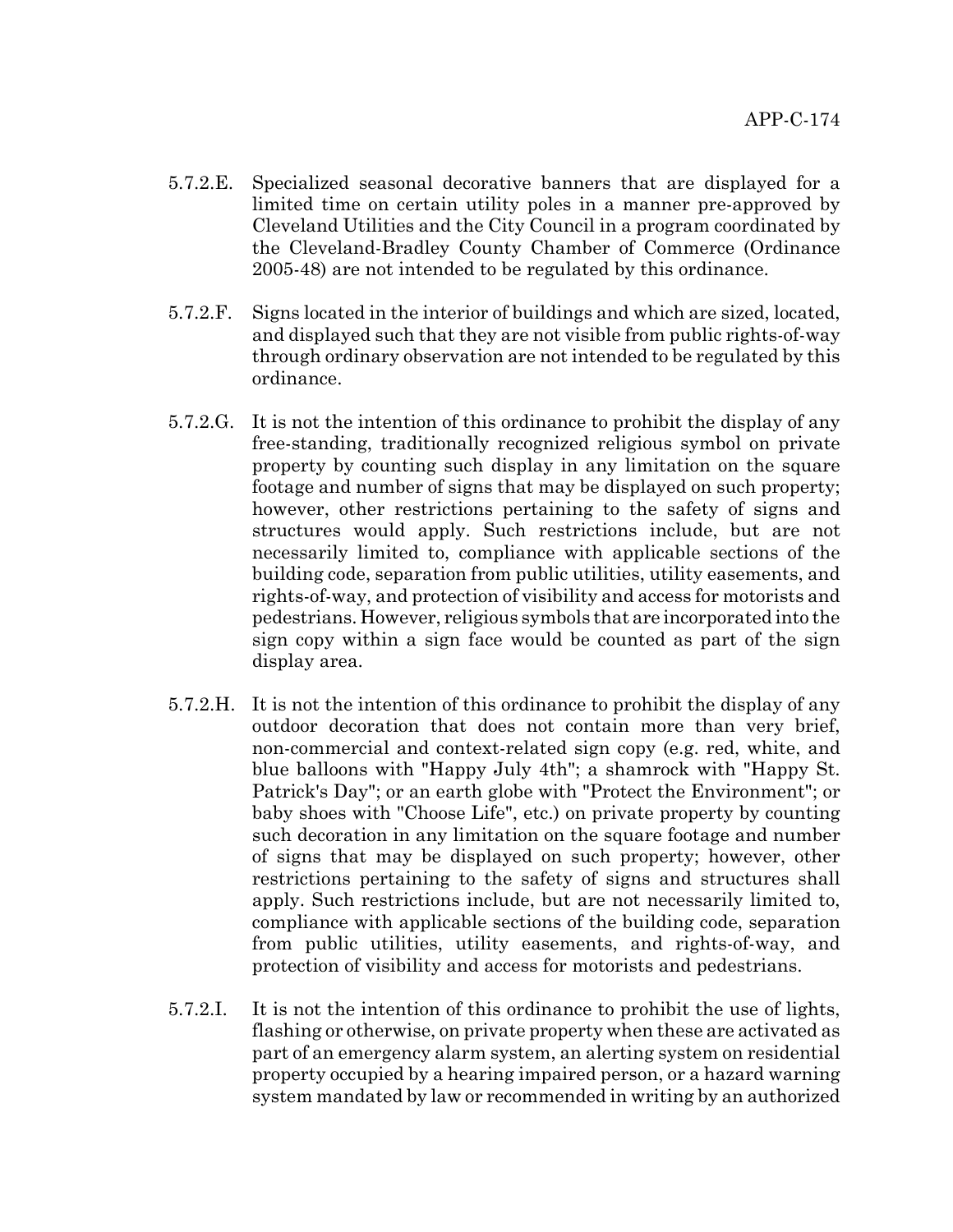5.7.2.E. Specialized seasonal decorative banners that are displayed for a limited time on certain utility poles in a manner pre-approved by Cleveland Utilities and the City Council in a program coordinated by the Cleveland-Bradley County Chamber of Commerce (Ordinance 2005-48) are not intended to be regulated by this ordinance.

5.7.2.F. Signs located in the interior of buildings and which are sized, located, and displayed such that they are not visible from public rights-of-way through ordinary observation are not intended to be regulated by this ordinance.

5.7.2.G. It is not the intention of this ordinance to prohibit the display of any free-standing, traditionally recognized religious symbol on private property by counting such display in any limitation on the square footage and number of signs that may be displayed on such property; however, other restrictions pertaining to the safety of signs and structures would apply. Such restrictions include, but are not necessarily limited to, compliance with applicable sections of the building code, separation from public utilities, utility easements, and rights-of-way, and protection of visibility and access for motorists and pedestrians. However, religious symbols that are incorporated into the sign copy within a sign face would be counted as part of the sign display area.

5.7.2.H. It is not the intention of this ordinance to prohibit the display of any outdoor decoration that does not contain more than very brief, non-commercial and context-related sign copy (e.g. red, white, and blue balloons with "Happy July 4th"; a shamrock with "Happy St. Patrick's Day"; or an earth globe with "Protect the Environment"; or baby shoes with "Choose Life", etc.) on private property by counting such decoration in any limitation on the square footage and number of signs that may be displayed on such property; however, other restrictions pertaining to the safety of signs and structures shall apply. Such restrictions include, but are not necessarily limited to, compliance with applicable sections of the building code, separation from public utilities, utility easements, and rights-of-way, and protection of visibility and access for motorists and pedestrians.

5.7.2.I. It is not the intention of this ordinance to prohibit the use of lights, flashing or otherwise, on private property when these are activated as part of an emergency alarm system, an alerting system on residential property occupied by a hearing impaired person, or a hazard warning system mandated by law or recommended in writing by an authorized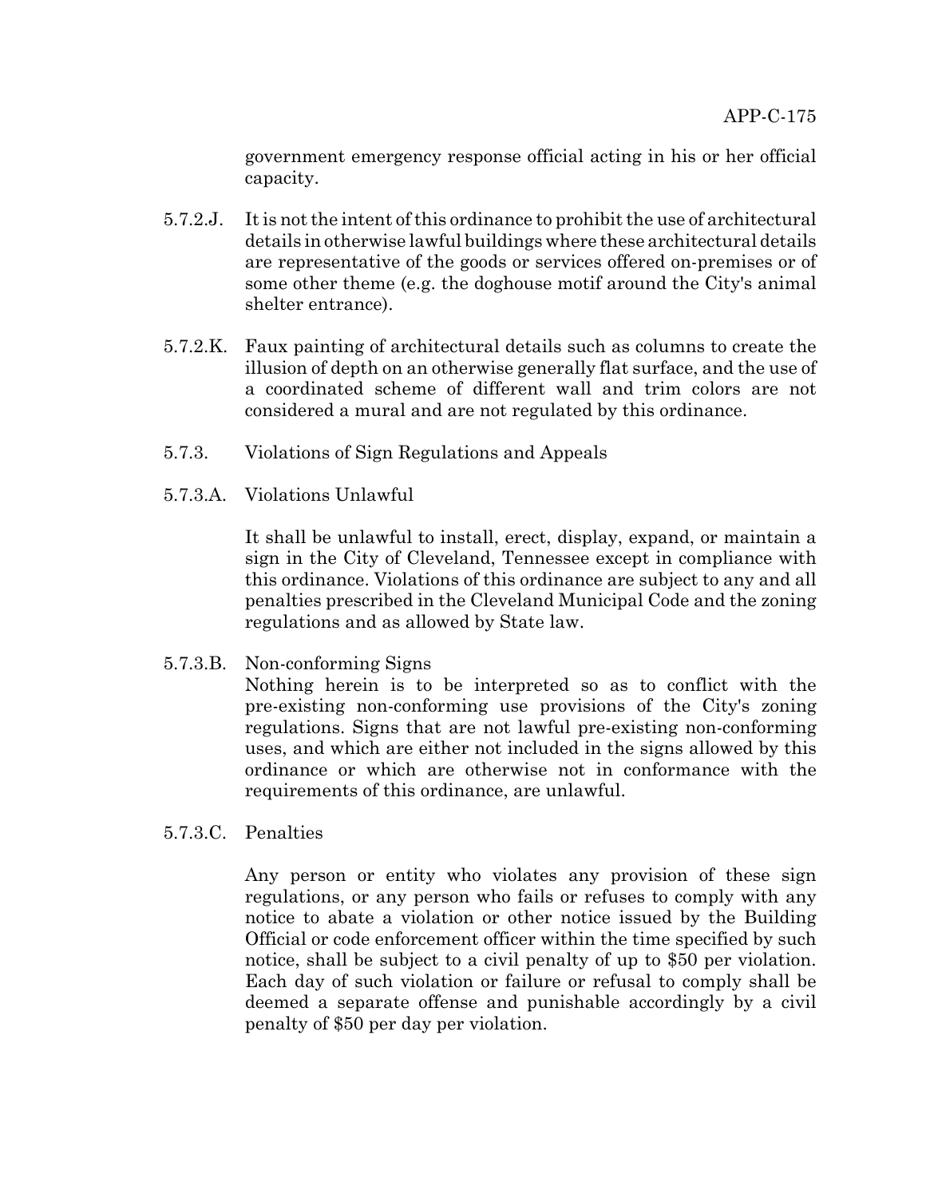government emergency response official acting in his or her official capacity.

5.7.2.J. It is not the intent of this ordinance to prohibit the use of architectural details in otherwise lawful buildings where these architectural details are representative of the goods or services offered on-premises or of some other theme (e.g. the doghouse motif around the City's animal shelter entrance).

5.7.2.K. Faux painting of architectural details such as columns to create the illusion of depth on an otherwise generally flat surface, and the use of a coordinated scheme of different wall and trim colors are not considered a mural and are not regulated by this ordinance.

5.7.3. Violations of Sign Regulations and Appeals

5.7.3.A. Violations Unlawful

It shall be unlawful to install, erect, display, expand, or maintain a sign in the City of Cleveland, Tennessee except in compliance with this ordinance. Violations of this ordinance are subject to any and all penalties prescribed in the Cleveland Municipal Code and the zoning regulations and as allowed by State law.

5.7.3.B. Non-conforming Signs

Nothing herein is to be interpreted so as to conflict with the pre-existing non-conforming use provisions of the City's zoning regulations. Signs that are not lawful pre-existing non-conforming uses, and which are either not included in the signs allowed by this ordinance or which are otherwise not in conformance with the requirements of this ordinance, are unlawful.

5.7.3.C. Penalties

Any person or entity who violates any provision of these sign regulations, or any person who fails or refuses to comply with any notice to abate a violation or other notice issued by the Building Official or code enforcement officer within the time specified by such notice, shall be subject to a civil penalty of up to $50 per violation. Each day of such violation or failure or refusal to comply shall be deemed a separate offense and punishable accordingly by a civil penalty of $50 per day per violation.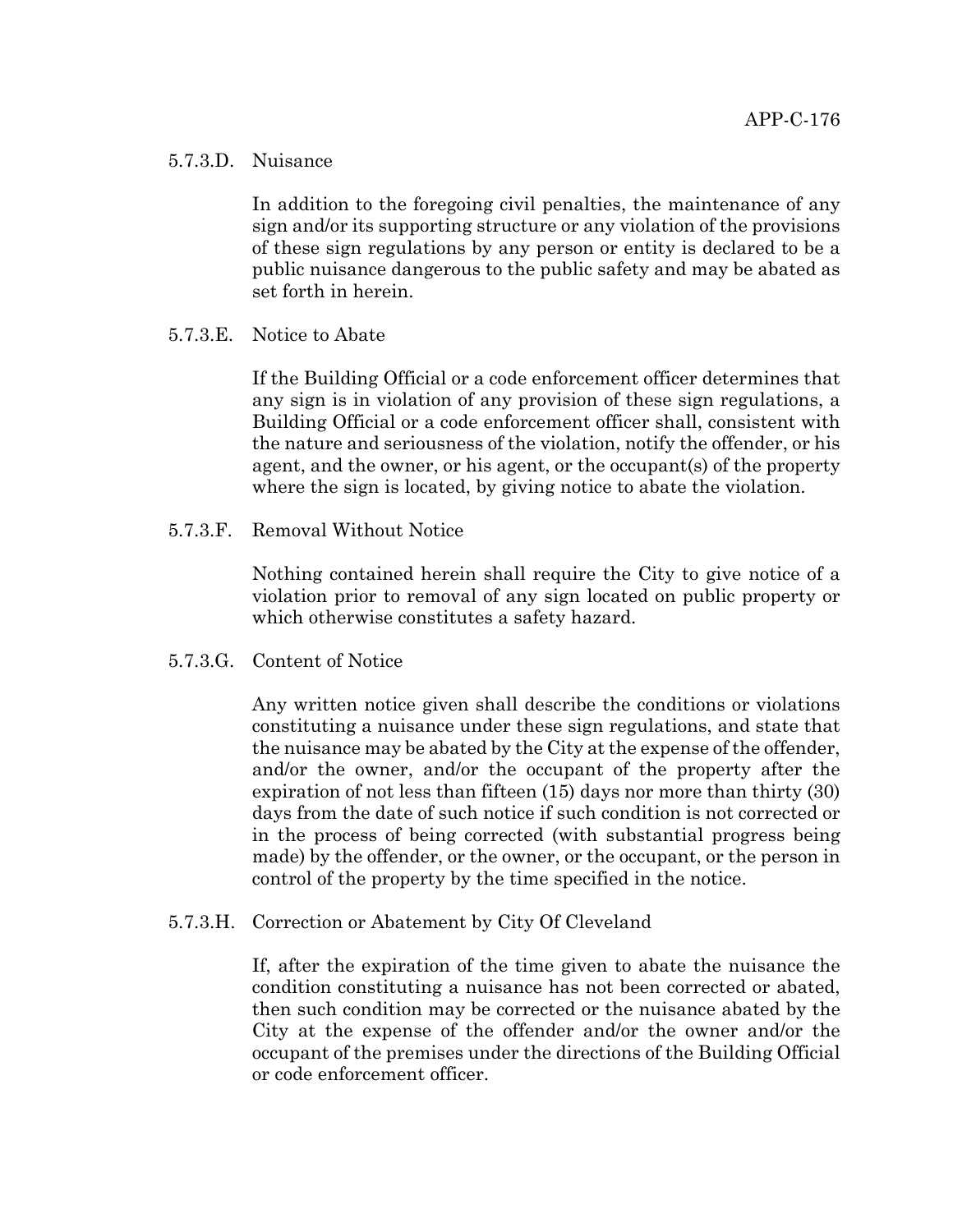#### 5.7.3.D. Nuisance

In addition to the foregoing civil penalties, the maintenance of any sign and/or its supporting structure or any violation of the provisions of these sign regulations by any person or entity is declared to be a public nuisance dangerous to the public safety and may be abated as set forth in herein.

#### 5.7.3.E. Notice to Abate

If the Building Official or a code enforcement officer determines that any sign is in violation of any provision of these sign regulations, a Building Official or a code enforcement officer shall, consistent with the nature and seriousness of the violation, notify the offender, or his agent, and the owner, or his agent, or the occupant(s) of the property where the sign is located, by giving notice to abate the violation.

#### 5.7.3.F. Removal Without Notice

Nothing contained herein shall require the City to give notice of a violation prior to removal of any sign located on public property or which otherwise constitutes a safety hazard.

#### 5.7.3.G. Content of Notice

Any written notice given shall describe the conditions or violations constituting a nuisance under these sign regulations, and state that the nuisance may be abated by the City at the expense of the offender, and/or the owner, and/or the occupant of the property after the expiration of not less than fifteen (15) days nor more than thirty (30) days from the date of such notice if such condition is not corrected or in the process of being corrected (with substantial progress being made) by the offender, or the owner, or the occupant, or the person in control of the property by the time specified in the notice.

#### 5.7.3.H. Correction or Abatement by City Of Cleveland

If, after the expiration of the time given to abate the nuisance the condition constituting a nuisance has not been corrected or abated, then such condition may be corrected or the nuisance abated by the City at the expense of the offender and/or the owner and/or the occupant of the premises under the directions of the Building Official or code enforcement officer.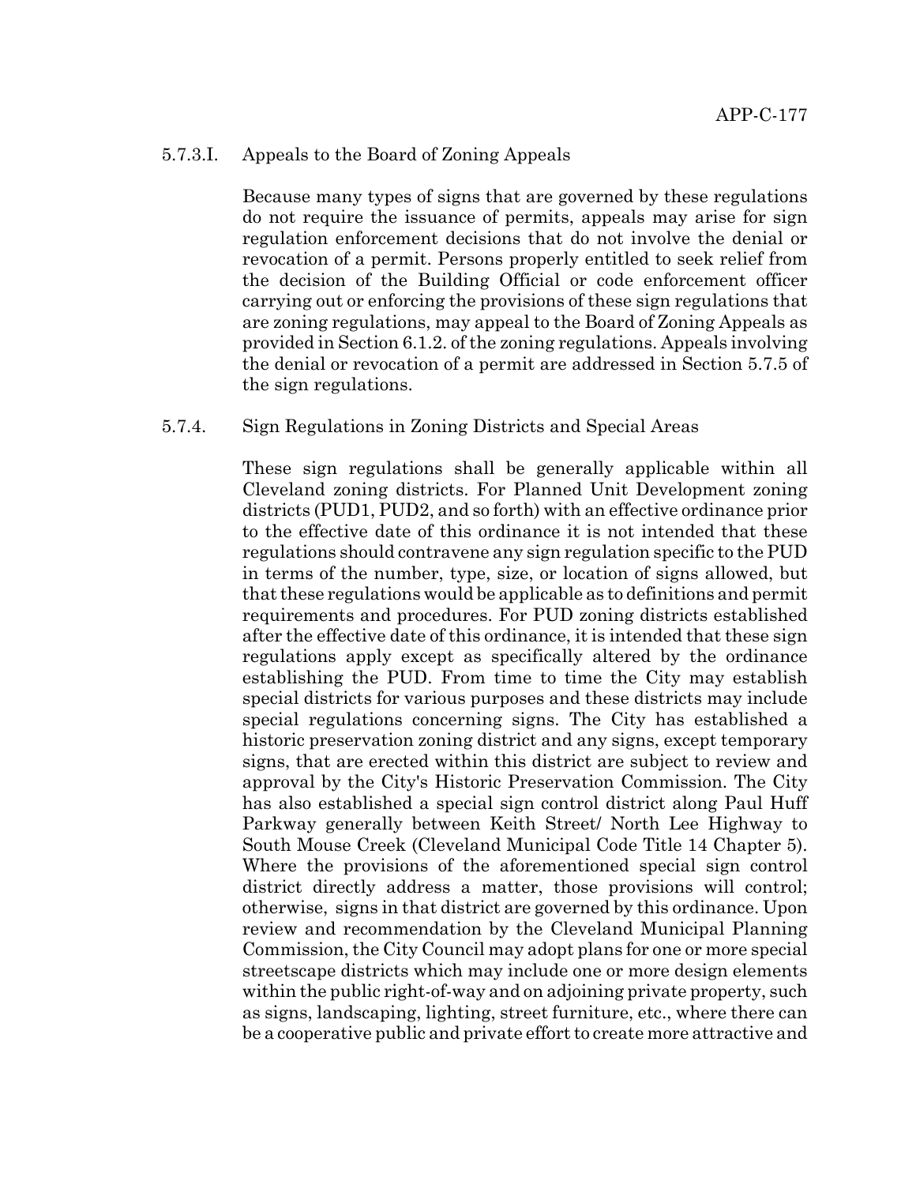### 5.7.3.I. Appeals to the Board of Zoning Appeals

Because many types of signs that are governed by these regulations do not require the issuance of permits, appeals may arise for sign regulation enforcement decisions that do not involve the denial or revocation of a permit. Persons properly entitled to seek relief from the decision of the Building Official or code enforcement officer carrying out or enforcing the provisions of these sign regulations that are zoning regulations, may appeal to the Board of Zoning Appeals as provided in Section 6.1.2. of the zoning regulations. Appeals involving the denial or revocation of a permit are addressed in Section 5.7.5 of the sign regulations.

### 5.7.4. Sign Regulations in Zoning Districts and Special Areas

These sign regulations shall be generally applicable within all Cleveland zoning districts. For Planned Unit Development zoning districts (PUD1, PUD2, and so forth) with an effective ordinance prior to the effective date of this ordinance it is not intended that these regulations should contravene any sign regulation specific to the PUD in terms of the number, type, size, or location of signs allowed, but that these regulations would be applicable as to definitions and permit requirements and procedures. For PUD zoning districts established after the effective date of this ordinance, it is intended that these sign regulations apply except as specifically altered by the ordinance establishing the PUD. From time to time the City may establish special districts for various purposes and these districts may include special regulations concerning signs. The City has established a historic preservation zoning district and any signs, except temporary signs, that are erected within this district are subject to review and approval by the City's Historic Preservation Commission. The City has also established a special sign control district along Paul Huff Parkway generally between Keith Street/ North Lee Highway to South Mouse Creek (Cleveland Municipal Code Title 14 Chapter 5). Where the provisions of the aforementioned special sign control district directly address a matter, those provisions will control; otherwise, signs in that district are governed by this ordinance. Upon review and recommendation by the Cleveland Municipal Planning Commission, the City Council may adopt plans for one or more special streetscape districts which may include one or more design elements within the public right-of-way and on adjoining private property, such as signs, landscaping, lighting, street furniture, etc., where there can be a cooperative public and private effort to create more attractive and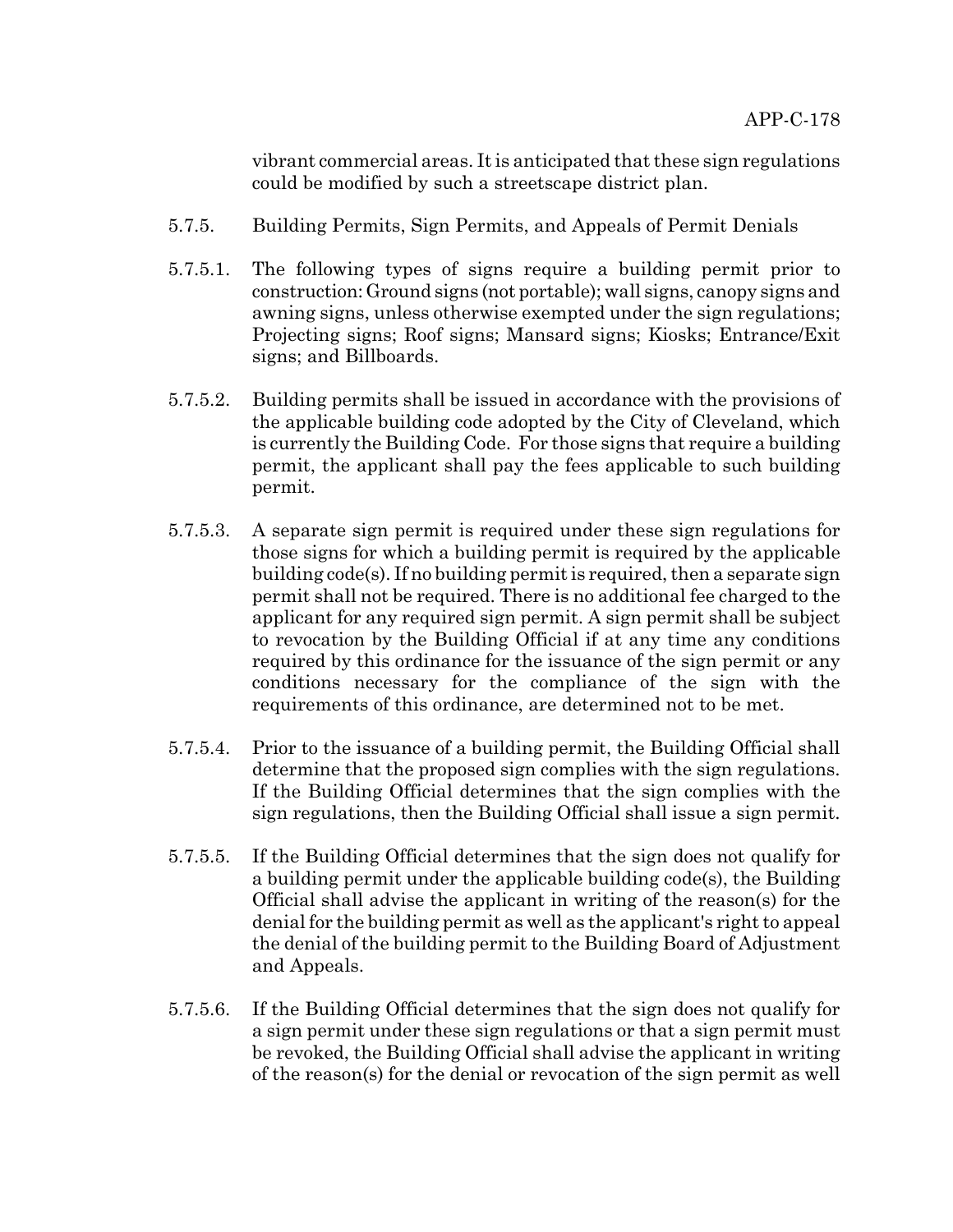vibrant commercial areas. It is anticipated that these sign regulations could be modified by such a streetscape district plan.

5.7.5. Building Permits, Sign Permits, and Appeals of Permit Denials

5.7.5.1. The following types of signs require a building permit prior to construction: Ground signs (not portable); wall signs, canopy signs and awning signs, unless otherwise exempted under the sign regulations; Projecting signs; Roof signs; Mansard signs; Kiosks; Entrance/Exit signs; and Billboards.

5.7.5.2. Building permits shall be issued in accordance with the provisions of the applicable building code adopted by the City of Cleveland, which is currently the Building Code. For those signs that require a building permit, the applicant shall pay the fees applicable to such building permit.

5.7.5.3. A separate sign permit is required under these sign regulations for those signs for which a building permit is required by the applicable building code(s). If no building permit is required, then a separate sign permit shall not be required. There is no additional fee charged to the applicant for any required sign permit. A sign permit shall be subject to revocation by the Building Official if at any time any conditions required by this ordinance for the issuance of the sign permit or any conditions necessary for the compliance of the sign with the requirements of this ordinance, are determined not to be met.

5.7.5.4. Prior to the issuance of a building permit, the Building Official shall determine that the proposed sign complies with the sign regulations. If the Building Official determines that the sign complies with the sign regulations, then the Building Official shall issue a sign permit.

5.7.5.5. If the Building Official determines that the sign does not qualify for a building permit under the applicable building code(s), the Building Official shall advise the applicant in writing of the reason(s) for the denial for the building permit as well as the applicant's right to appeal the denial of the building permit to the Building Board of Adjustment and Appeals.

5.7.5.6. If the Building Official determines that the sign does not qualify for a sign permit under these sign regulations or that a sign permit must be revoked, the Building Official shall advise the applicant in writing of the reason(s) for the denial or revocation of the sign permit as well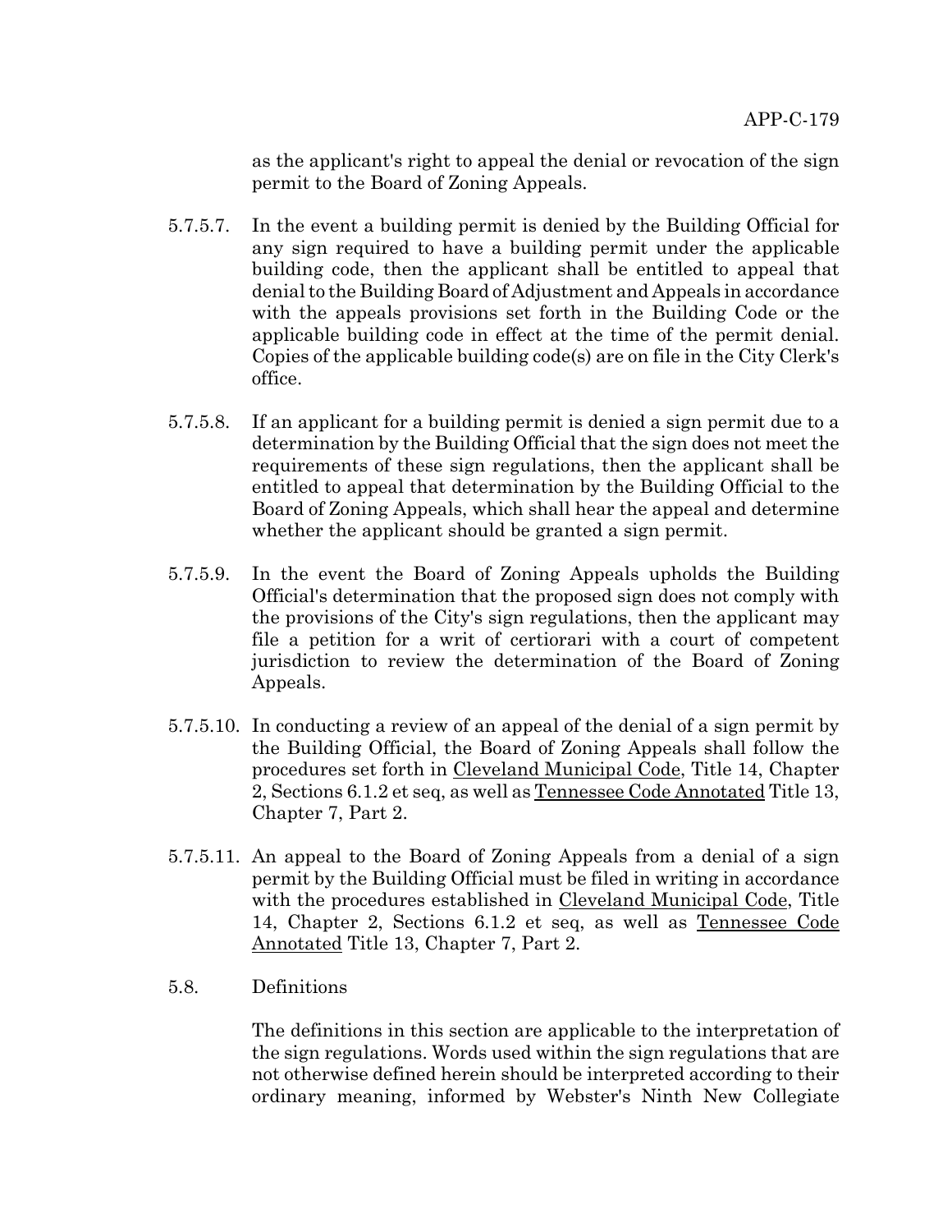as the applicant's right to appeal the denial or revocation of the sign permit to the Board of Zoning Appeals.

5.7.5.7. In the event a building permit is denied by the Building Official for any sign required to have a building permit under the applicable building code, then the applicant shall be entitled to appeal that denial to the Building Board of Adjustment and Appeals in accordance with the appeals provisions set forth in the Building Code or the applicable building code in effect at the time of the permit denial. Copies of the applicable building code(s) are on file in the City Clerk's office.

5.7.5.8. If an applicant for a building permit is denied a sign permit due to a determination by the Building Official that the sign does not meet the requirements of these sign regulations, then the applicant shall be entitled to appeal that determination by the Building Official to the Board of Zoning Appeals, which shall hear the appeal and determine whether the applicant should be granted a sign permit.

5.7.5.9. In the event the Board of Zoning Appeals upholds the Building Official's determination that the proposed sign does not comply with the provisions of the City's sign regulations, then the applicant may file a petition for a writ of certiorari with a court of competent jurisdiction to review the determination of the Board of Zoning Appeals.

5.7.5.10. In conducting a review of an appeal of the denial of a sign permit by the Building Official, the Board of Zoning Appeals shall follow the procedures set forth in Cleveland Municipal Code, Title 14, Chapter 2, Sections 6.1.2 et seq, as well as Tennessee Code Annotated Title 13, Chapter 7, Part 2.

5.7.5.11. An appeal to the Board of Zoning Appeals from a denial of a sign permit by the Building Official must be filed in writing in accordance with the procedures established in Cleveland Municipal Code, Title 14, Chapter 2, Sections 6.1.2 et seq, as well as Tennessee Code Annotated Title 13, Chapter 7, Part 2.

5.8. Definitions

The definitions in this section are applicable to the interpretation of the sign regulations. Words used within the sign regulations that are not otherwise defined herein should be interpreted according to their ordinary meaning, informed by Webster's Ninth New Collegiate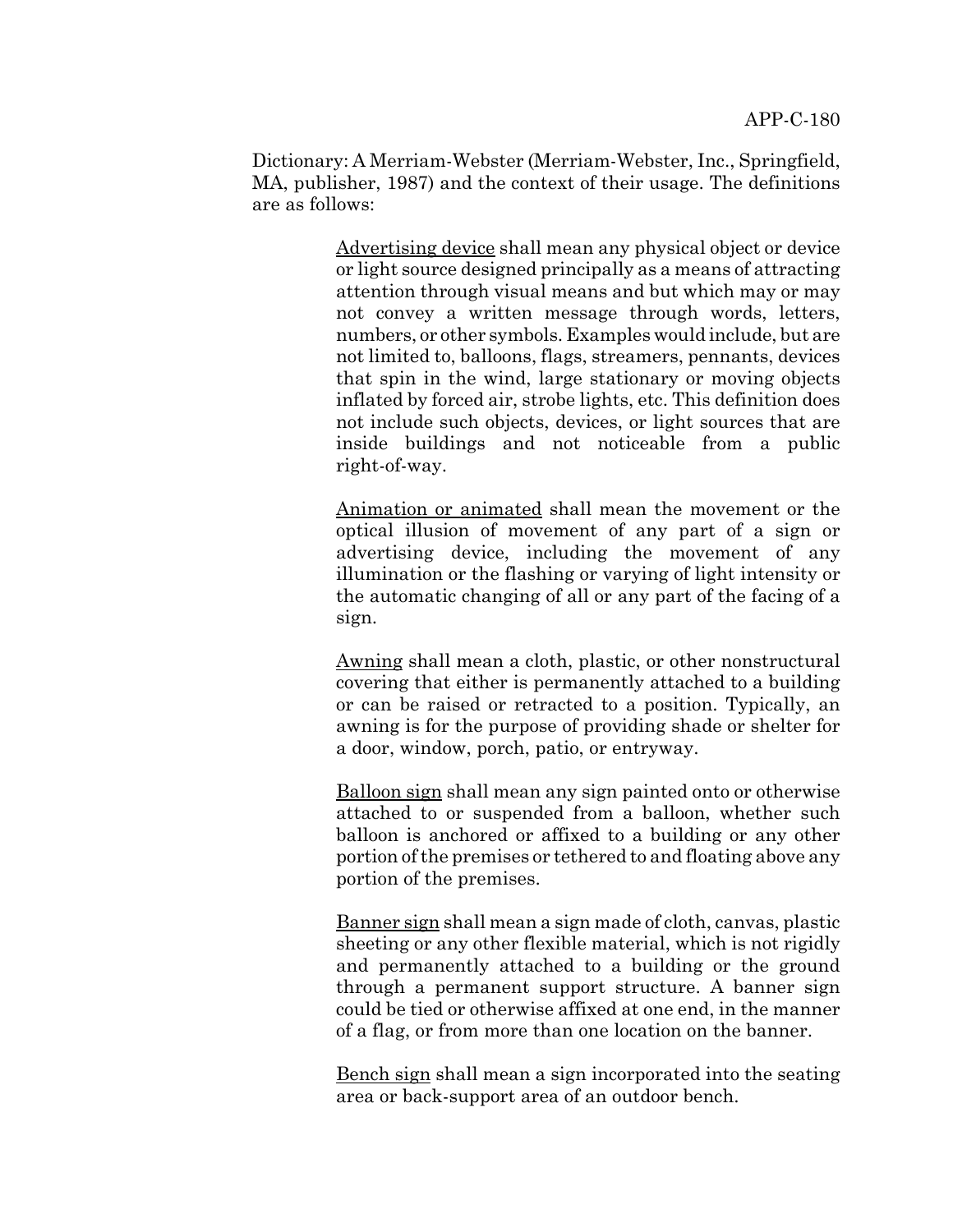Dictionary: A Merriam-Webster (Merriam-Webster, Inc., Springfield, MA, publisher, 1987) and the context of their usage. The definitions are as follows:

> Advertising device shall mean any physical object or device or light source designed principally as a means of attracting attention through visual means and but which may or may not convey a written message through words, letters, numbers, or other symbols. Examples would include, but are not limited to, balloons, flags, streamers, pennants, devices that spin in the wind, large stationary or moving objects inflated by forced air, strobe lights, etc. This definition does not include such objects, devices, or light sources that are inside buildings and not noticeable from a public right-of-way.
>
> Animation or animated shall mean the movement or the optical illusion of movement of any part of a sign or advertising device, including the movement of any illumination or the flashing or varying of light intensity or the automatic changing of all or any part of the facing of a sign.
>
> Awning shall mean a cloth, plastic, or other nonstructural covering that either is permanently attached to a building or can be raised or retracted to a position. Typically, an awning is for the purpose of providing shade or shelter for a door, window, porch, patio, or entryway.
>
> Balloon sign shall mean any sign painted onto or otherwise attached to or suspended from a balloon, whether such balloon is anchored or affixed to a building or any other portion of the premises or tethered to and floating above any portion of the premises.
>
> Banner sign shall mean a sign made of cloth, canvas, plastic sheeting or any other flexible material, which is not rigidly and permanently attached to a building or the ground through a permanent support structure. A banner sign could be tied or otherwise affixed at one end, in the manner of a flag, or from more than one location on the banner.
>
> Bench sign shall mean a sign incorporated into the seating area or back-support area of an outdoor bench.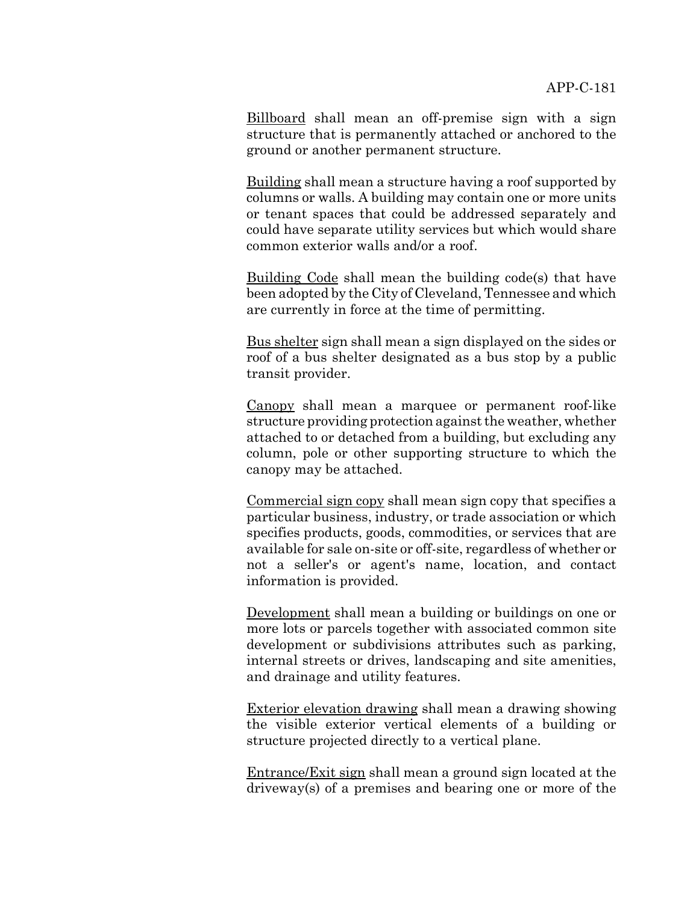Billboard shall mean an off-premise sign with a sign structure that is permanently attached or anchored to the ground or another permanent structure.

Building shall mean a structure having a roof supported by columns or walls. A building may contain one or more units or tenant spaces that could be addressed separately and could have separate utility services but which would share common exterior walls and/or a roof.

Building Code shall mean the building code(s) that have been adopted by the City of Cleveland, Tennessee and which are currently in force at the time of permitting.

Bus shelter sign shall mean a sign displayed on the sides or roof of a bus shelter designated as a bus stop by a public transit provider.

Canopy shall mean a marquee or permanent roof-like structure providing protection against the weather, whether attached to or detached from a building, but excluding any column, pole or other supporting structure to which the canopy may be attached.

Commercial sign copy shall mean sign copy that specifies a particular business, industry, or trade association or which specifies products, goods, commodities, or services that are available for sale on-site or off-site, regardless of whether or not a seller's or agent's name, location, and contact information is provided.

Development shall mean a building or buildings on one or more lots or parcels together with associated common site development or subdivisions attributes such as parking, internal streets or drives, landscaping and site amenities, and drainage and utility features.

Exterior elevation drawing shall mean a drawing showing the visible exterior vertical elements of a building or structure projected directly to a vertical plane.

Entrance/Exit sign shall mean a ground sign located at the driveway(s) of a premises and bearing one or more of the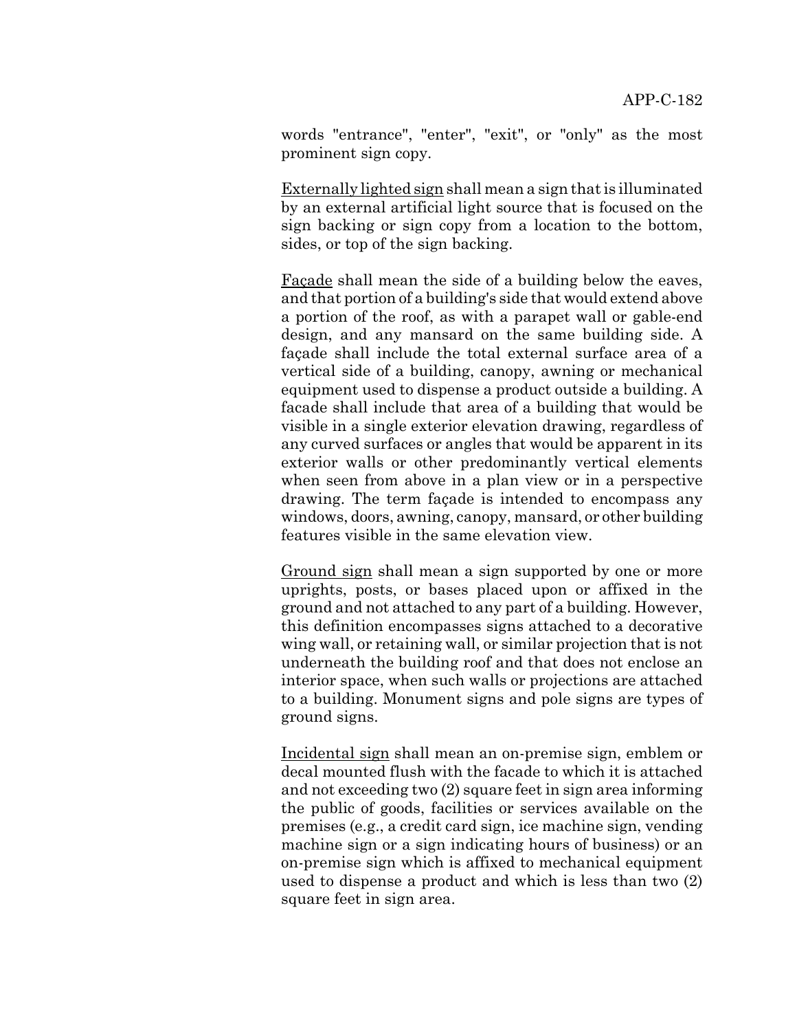words "entrance", "enter", "exit", or "only" as the most prominent sign copy.

Externally lighted sign shall mean a sign that is illuminated by an external artificial light source that is focused on the sign backing or sign copy from a location to the bottom, sides, or top of the sign backing.

Façade shall mean the side of a building below the eaves, and that portion of a building's side that would extend above a portion of the roof, as with a parapet wall or gable-end design, and any mansard on the same building side. A façade shall include the total external surface area of a vertical side of a building, canopy, awning or mechanical equipment used to dispense a product outside a building. A facade shall include that area of a building that would be visible in a single exterior elevation drawing, regardless of any curved surfaces or angles that would be apparent in its exterior walls or other predominantly vertical elements when seen from above in a plan view or in a perspective drawing. The term façade is intended to encompass any windows, doors, awning, canopy, mansard, or other building features visible in the same elevation view.

Ground sign shall mean a sign supported by one or more uprights, posts, or bases placed upon or affixed in the ground and not attached to any part of a building. However, this definition encompasses signs attached to a decorative wing wall, or retaining wall, or similar projection that is not underneath the building roof and that does not enclose an interior space, when such walls or projections are attached to a building. Monument signs and pole signs are types of ground signs.

Incidental sign shall mean an on-premise sign, emblem or decal mounted flush with the facade to which it is attached and not exceeding two (2) square feet in sign area informing the public of goods, facilities or services available on the premises (e.g., a credit card sign, ice machine sign, vending machine sign or a sign indicating hours of business) or an on-premise sign which is affixed to mechanical equipment used to dispense a product and which is less than two (2) square feet in sign area.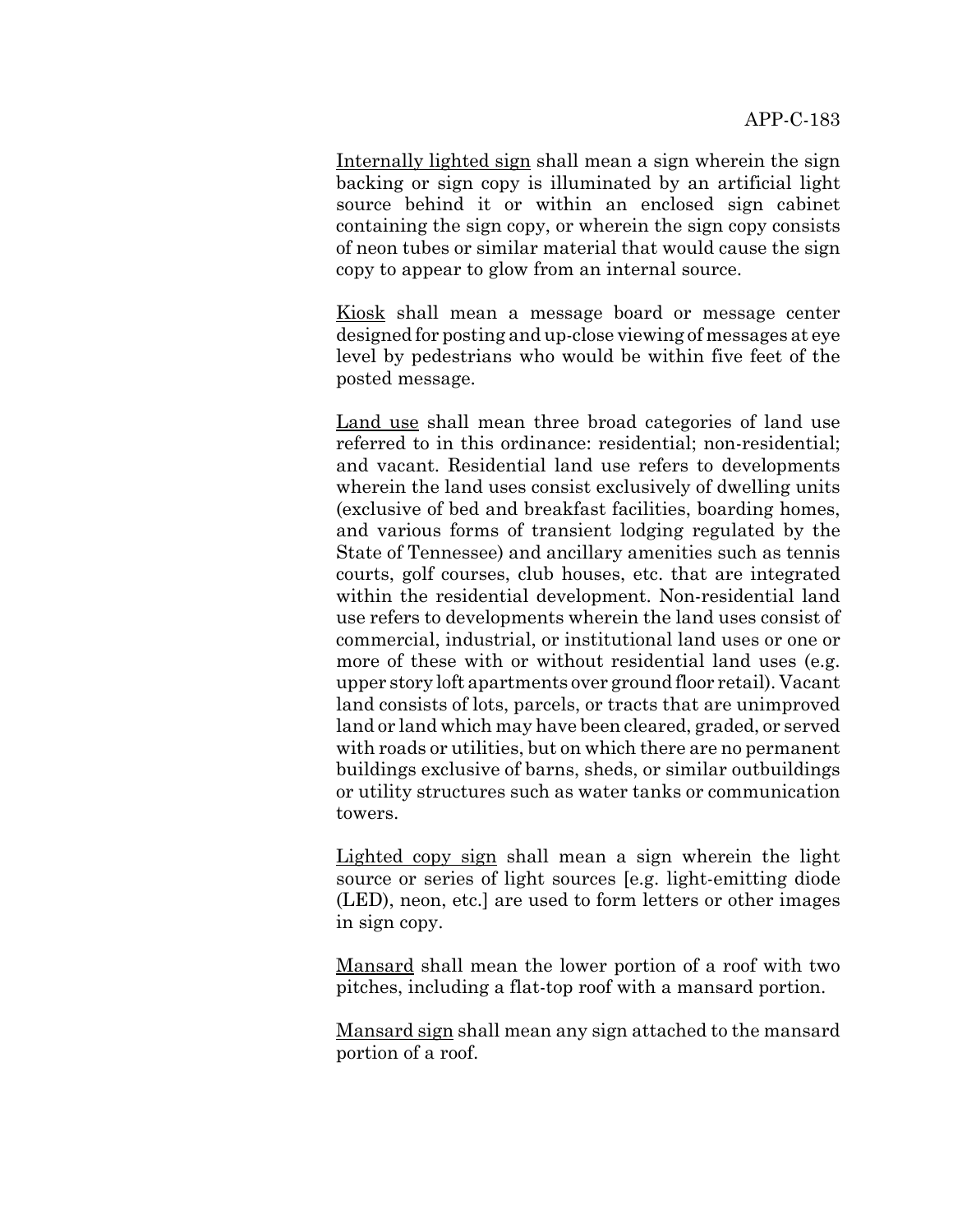Internally lighted sign shall mean a sign wherein the sign backing or sign copy is illuminated by an artificial light source behind it or within an enclosed sign cabinet containing the sign copy, or wherein the sign copy consists of neon tubes or similar material that would cause the sign copy to appear to glow from an internal source.

Kiosk shall mean a message board or message center designed for posting and up-close viewing of messages at eye level by pedestrians who would be within five feet of the posted message.

Land use shall mean three broad categories of land use referred to in this ordinance: residential; non-residential; and vacant. Residential land use refers to developments wherein the land uses consist exclusively of dwelling units (exclusive of bed and breakfast facilities, boarding homes, and various forms of transient lodging regulated by the State of Tennessee) and ancillary amenities such as tennis courts, golf courses, club houses, etc. that are integrated within the residential development. Non-residential land use refers to developments wherein the land uses consist of commercial, industrial, or institutional land uses or one or more of these with or without residential land uses (e.g. upper story loft apartments over ground floor retail). Vacant land consists of lots, parcels, or tracts that are unimproved land or land which may have been cleared, graded, or served with roads or utilities, but on which there are no permanent buildings exclusive of barns, sheds, or similar outbuildings or utility structures such as water tanks or communication towers.

Lighted copy sign shall mean a sign wherein the light source or series of light sources [e.g. light-emitting diode (LED), neon, etc.] are used to form letters or other images in sign copy.

Mansard shall mean the lower portion of a roof with two pitches, including a flat-top roof with a mansard portion.

Mansard sign shall mean any sign attached to the mansard portion of a roof.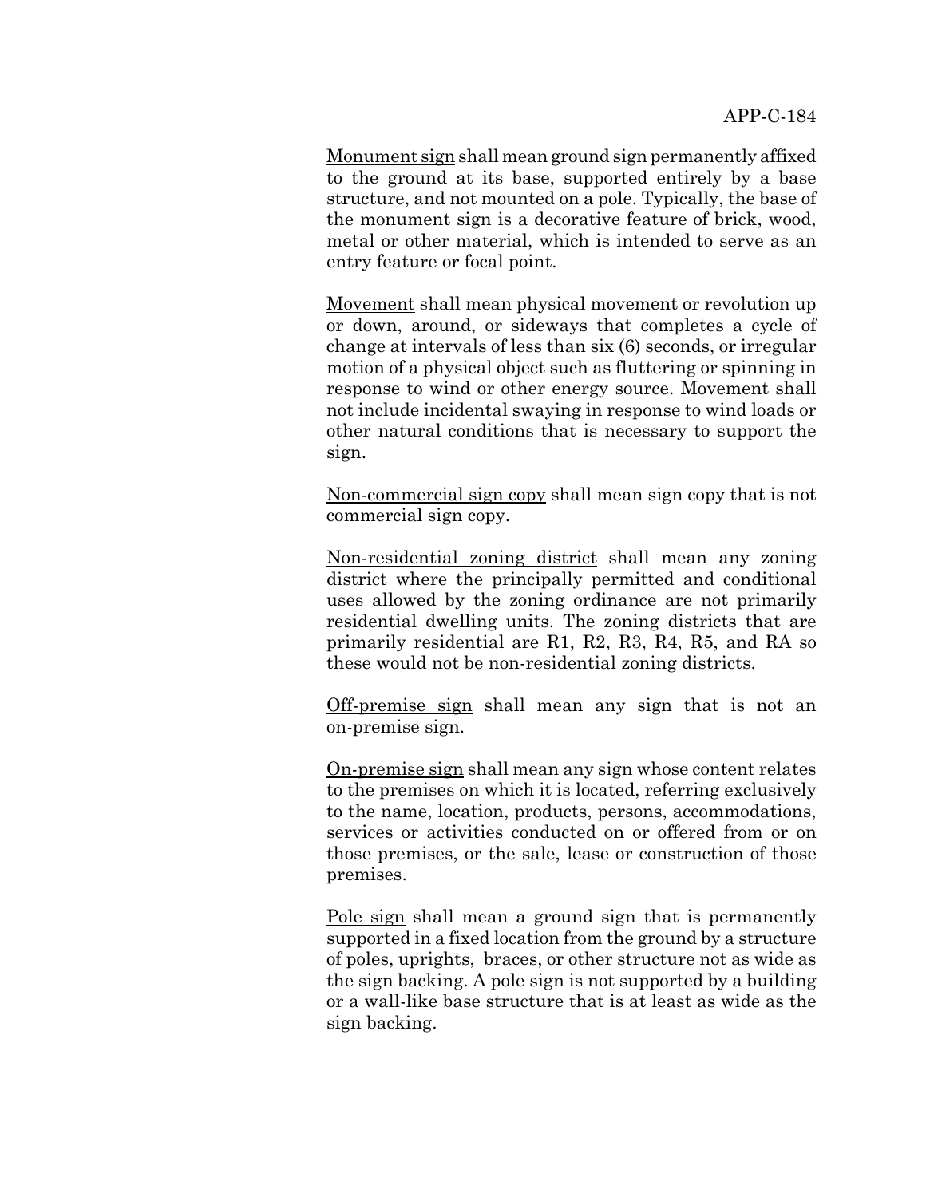Monument sign shall mean ground sign permanently affixed to the ground at its base, supported entirely by a base structure, and not mounted on a pole. Typically, the base of the monument sign is a decorative feature of brick, wood, metal or other material, which is intended to serve as an entry feature or focal point.

Movement shall mean physical movement or revolution up or down, around, or sideways that completes a cycle of change at intervals of less than six (6) seconds, or irregular motion of a physical object such as fluttering or spinning in response to wind or other energy source. Movement shall not include incidental swaying in response to wind loads or other natural conditions that is necessary to support the sign.

Non-commercial sign copy shall mean sign copy that is not commercial sign copy.

Non-residential zoning district shall mean any zoning district where the principally permitted and conditional uses allowed by the zoning ordinance are not primarily residential dwelling units. The zoning districts that are primarily residential are R1, R2, R3, R4, R5, and RA so these would not be non-residential zoning districts.

Off-premise sign shall mean any sign that is not an on-premise sign.

On-premise sign shall mean any sign whose content relates to the premises on which it is located, referring exclusively to the name, location, products, persons, accommodations, services or activities conducted on or offered from or on those premises, or the sale, lease or construction of those premises.

Pole sign shall mean a ground sign that is permanently supported in a fixed location from the ground by a structure of poles, uprights, braces, or other structure not as wide as the sign backing. A pole sign is not supported by a building or a wall-like base structure that is at least as wide as the sign backing.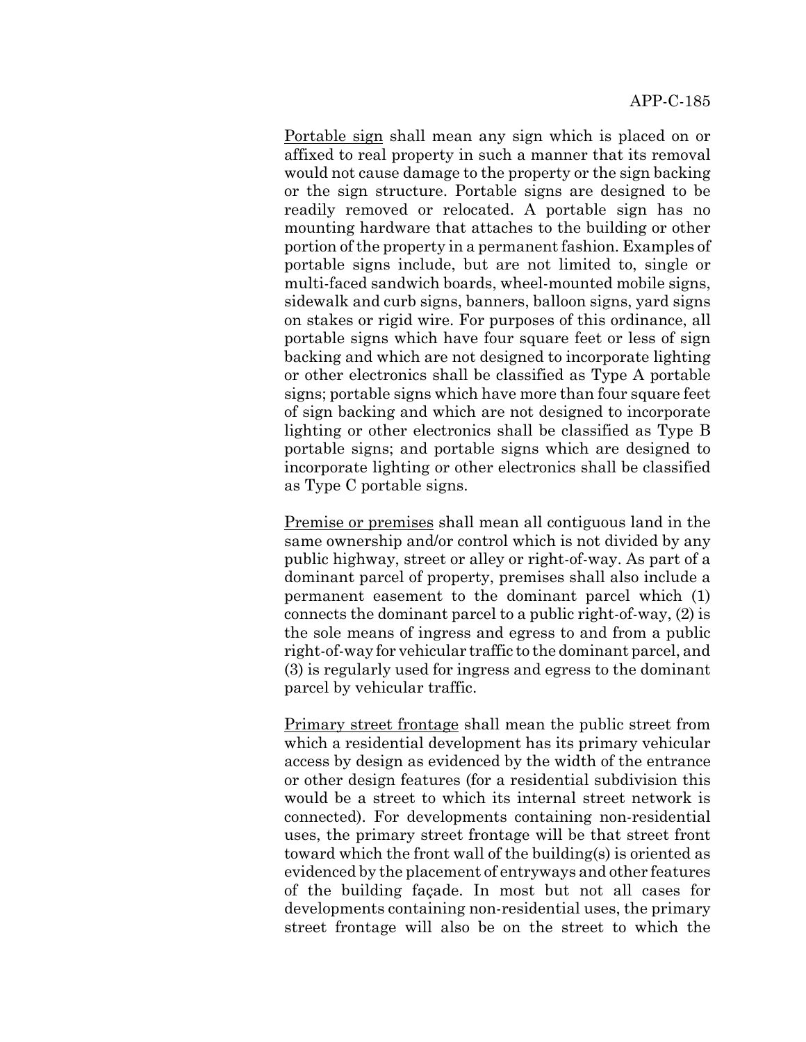Portable sign shall mean any sign which is placed on or affixed to real property in such a manner that its removal would not cause damage to the property or the sign backing or the sign structure. Portable signs are designed to be readily removed or relocated. A portable sign has no mounting hardware that attaches to the building or other portion of the property in a permanent fashion. Examples of portable signs include, but are not limited to, single or multi-faced sandwich boards, wheel-mounted mobile signs, sidewalk and curb signs, banners, balloon signs, yard signs on stakes or rigid wire. For purposes of this ordinance, all portable signs which have four square feet or less of sign backing and which are not designed to incorporate lighting or other electronics shall be classified as Type A portable signs; portable signs which have more than four square feet of sign backing and which are not designed to incorporate lighting or other electronics shall be classified as Type B portable signs; and portable signs which are designed to incorporate lighting or other electronics shall be classified as Type C portable signs.

Premise or premises shall mean all contiguous land in the same ownership and/or control which is not divided by any public highway, street or alley or right-of-way. As part of a dominant parcel of property, premises shall also include a permanent easement to the dominant parcel which (1) connects the dominant parcel to a public right-of-way, (2) is the sole means of ingress and egress to and from a public right-of-way for vehicular traffic to the dominant parcel, and (3) is regularly used for ingress and egress to the dominant parcel by vehicular traffic.

Primary street frontage shall mean the public street from which a residential development has its primary vehicular access by design as evidenced by the width of the entrance or other design features (for a residential subdivision this would be a street to which its internal street network is connected). For developments containing non-residential uses, the primary street frontage will be that street front toward which the front wall of the building(s) is oriented as evidenced by the placement of entryways and other features of the building façade. In most but not all cases for developments containing non-residential uses, the primary street frontage will also be on the street to which the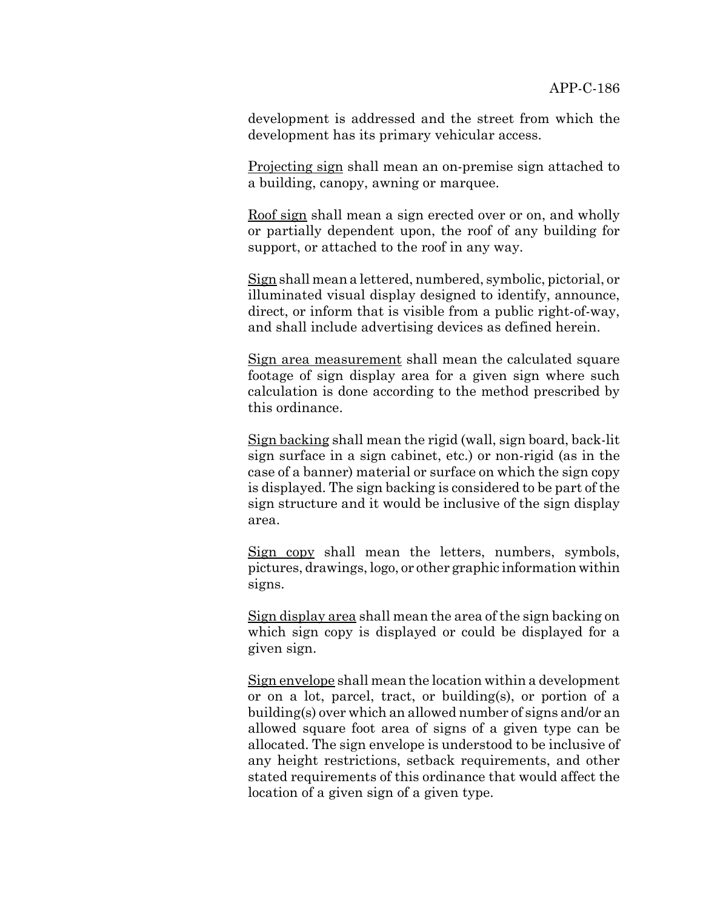development is addressed and the street from which the development has its primary vehicular access.

Projecting sign shall mean an on-premise sign attached to a building, canopy, awning or marquee.

Roof sign shall mean a sign erected over or on, and wholly or partially dependent upon, the roof of any building for support, or attached to the roof in any way.

Sign shall mean a lettered, numbered, symbolic, pictorial, or illuminated visual display designed to identify, announce, direct, or inform that is visible from a public right-of-way, and shall include advertising devices as defined herein.

Sign area measurement shall mean the calculated square footage of sign display area for a given sign where such calculation is done according to the method prescribed by this ordinance.

Sign backing shall mean the rigid (wall, sign board, back-lit sign surface in a sign cabinet, etc.) or non-rigid (as in the case of a banner) material or surface on which the sign copy is displayed. The sign backing is considered to be part of the sign structure and it would be inclusive of the sign display area.

Sign copy shall mean the letters, numbers, symbols, pictures, drawings, logo, or other graphic information within signs.

Sign display area shall mean the area of the sign backing on which sign copy is displayed or could be displayed for a given sign.

Sign envelope shall mean the location within a development or on a lot, parcel, tract, or building(s), or portion of a building(s) over which an allowed number of signs and/or an allowed square foot area of signs of a given type can be allocated. The sign envelope is understood to be inclusive of any height restrictions, setback requirements, and other stated requirements of this ordinance that would affect the location of a given sign of a given type.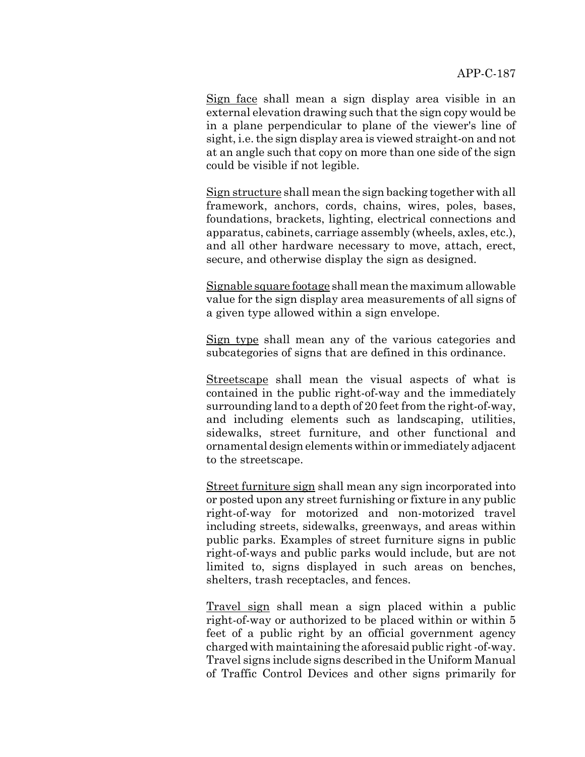Sign face shall mean a sign display area visible in an external elevation drawing such that the sign copy would be in a plane perpendicular to plane of the viewer's line of sight, i.e. the sign display area is viewed straight-on and not at an angle such that copy on more than one side of the sign could be visible if not legible.

Sign structure shall mean the sign backing together with all framework, anchors, cords, chains, wires, poles, bases, foundations, brackets, lighting, electrical connections and apparatus, cabinets, carriage assembly (wheels, axles, etc.), and all other hardware necessary to move, attach, erect, secure, and otherwise display the sign as designed.

Signable square footage shall mean the maximum allowable value for the sign display area measurements of all signs of a given type allowed within a sign envelope.

Sign type shall mean any of the various categories and subcategories of signs that are defined in this ordinance.

Streetscape shall mean the visual aspects of what is contained in the public right-of-way and the immediately surrounding land to a depth of 20 feet from the right-of-way, and including elements such as landscaping, utilities, sidewalks, street furniture, and other functional and ornamental design elements within or immediately adjacent to the streetscape.

Street furniture sign shall mean any sign incorporated into or posted upon any street furnishing or fixture in any public right-of-way for motorized and non-motorized travel including streets, sidewalks, greenways, and areas within public parks. Examples of street furniture signs in public right-of-ways and public parks would include, but are not limited to, signs displayed in such areas on benches, shelters, trash receptacles, and fences.

Travel sign shall mean a sign placed within a public right-of-way or authorized to be placed within or within 5 feet of a public right by an official government agency charged with maintaining the aforesaid public right -of-way. Travel signs include signs described in the Uniform Manual of Traffic Control Devices and other signs primarily for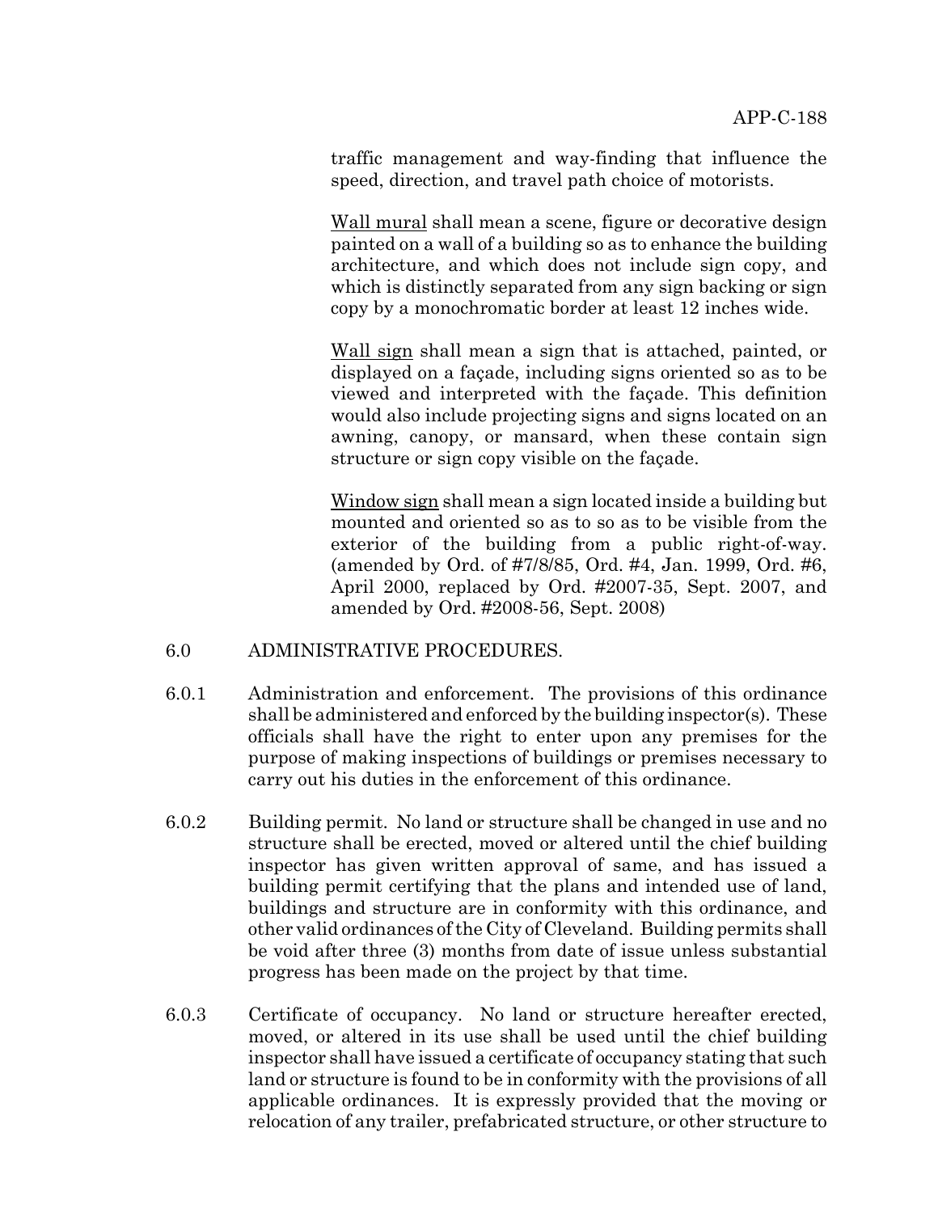traffic management and way-finding that influence the speed, direction, and travel path choice of motorists.

Wall mural shall mean a scene, figure or decorative design painted on a wall of a building so as to enhance the building architecture, and which does not include sign copy, and which is distinctly separated from any sign backing or sign copy by a monochromatic border at least 12 inches wide.

Wall sign shall mean a sign that is attached, painted, or displayed on a façade, including signs oriented so as to be viewed and interpreted with the façade. This definition would also include projecting signs and signs located on an awning, canopy, or mansard, when these contain sign structure or sign copy visible on the façade.

Window sign shall mean a sign located inside a building but mounted and oriented so as to so as to be visible from the exterior of the building from a public right-of-way. (amended by Ord. of #7/8/85, Ord. #4, Jan. 1999, Ord. #6, April 2000, replaced by Ord. #2007-35, Sept. 2007, and amended by Ord. #2008-56, Sept. 2008)

6.0 ADMINISTRATIVE PROCEDURES.

6.0.1 Administration and enforcement. The provisions of this ordinance shall be administered and enforced by the building inspector(s). These officials shall have the right to enter upon any premises for the purpose of making inspections of buildings or premises necessary to carry out his duties in the enforcement of this ordinance.

6.0.2 Building permit. No land or structure shall be changed in use and no structure shall be erected, moved or altered until the chief building inspector has given written approval of same, and has issued a building permit certifying that the plans and intended use of land, buildings and structure are in conformity with this ordinance, and other valid ordinances of the City of Cleveland. Building permits shall be void after three (3) months from date of issue unless substantial progress has been made on the project by that time.

6.0.3 Certificate of occupancy. No land or structure hereafter erected, moved, or altered in its use shall be used until the chief building inspector shall have issued a certificate of occupancy stating that such land or structure is found to be in conformity with the provisions of all applicable ordinances. It is expressly provided that the moving or relocation of any trailer, prefabricated structure, or other structure to